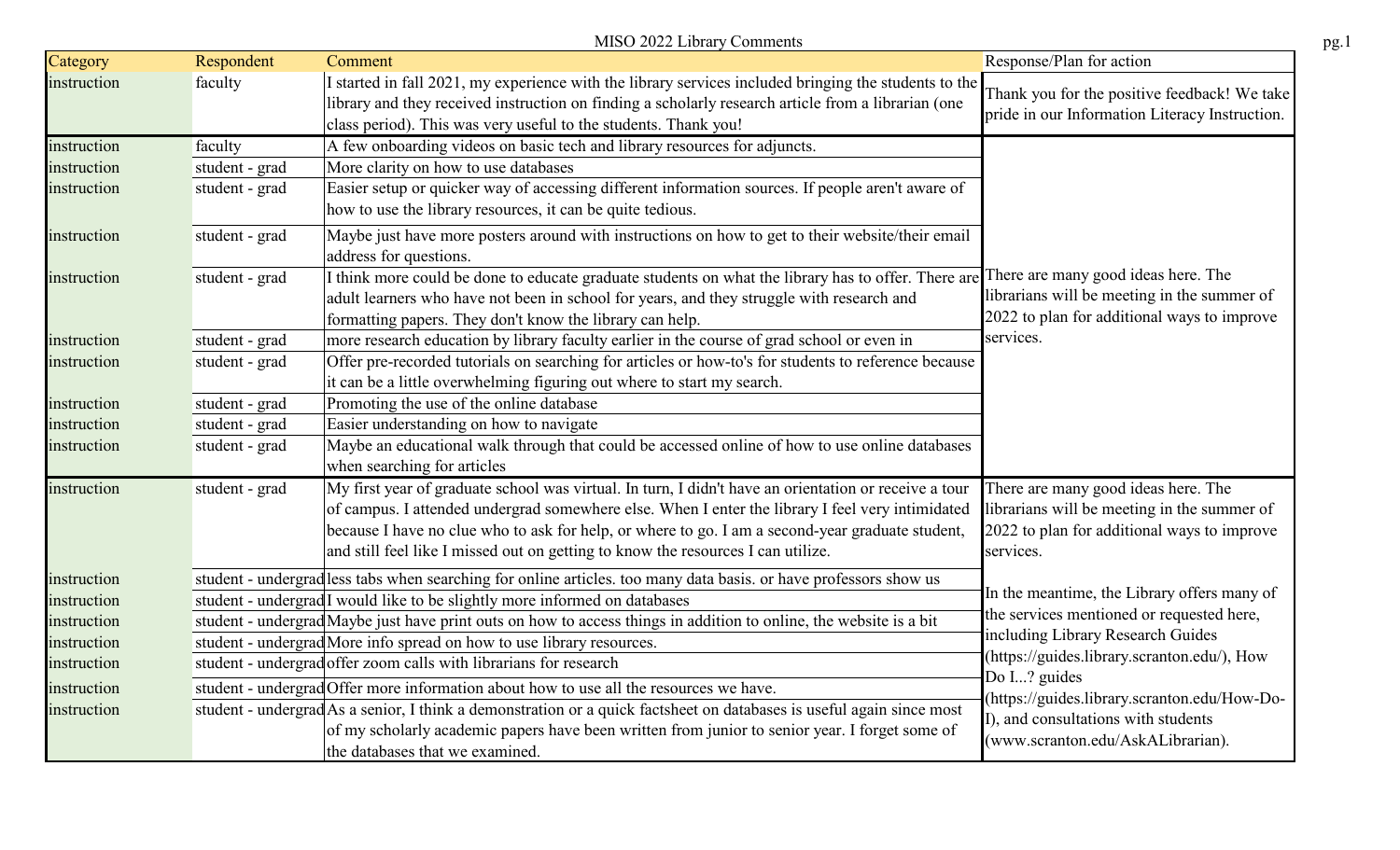MISO 2022 Library Comments

| Category | Respondent | Comment | Response/Plan for action |
| --- | --- | --- | --- |
| instruction | faculty | I started in fall 2021, my experience with the library services included bringing the students to the library and they received instruction on finding a scholarly research article from a librarian (one class period). This was very useful to the students. Thank you! | Thank you for the positive feedback! We take pride in our Information Literacy Instruction. |
| instruction | faculty | A few onboarding videos on basic tech and library resources for adjuncts. | There are many good ideas here. The librarians will be meeting in the summer of 2022 to plan for additional ways to improve services. |
| instruction | student - grad | More clarity on how to use databases | |
| instruction | student - grad | Easier setup or quicker way of accessing different information sources. If people aren't aware of how to use the library resources, it can be quite tedious. | |
| instruction | student - grad | Maybe just have more posters around with instructions on how to get to their website/their email address for questions. | |
| instruction | student - grad | I think more could be done to educate graduate students on what the library has to offer. There are adult learners who have not been in school for years, and they struggle with research and formatting papers. They don't know the library can help. | |
| instruction | student - grad | more research education by library faculty earlier in the course of grad school or even in | |
| instruction | student - grad | Offer pre-recorded tutorials on searching for articles or how-to's for students to reference because it can be a little overwhelming figuring out where to start my search. | |
| instruction | student - grad | Promoting the use of the online database | |
| instruction | student - grad | Easier understanding on how to navigate | |
| instruction | student - grad | Maybe an educational walk through that could be accessed online of how to use online databases when searching for articles | |
| instruction | student - grad | My first year of graduate school was virtual. In turn, I didn't have an orientation or receive a tour of campus. I attended undergrad somewhere else. When I enter the library I feel very intimidated because I have no clue who to ask for help, or where to go. I am a second-year graduate student, and still feel like I missed out on getting to know the resources I can utilize. | There are many good ideas here. The librarians will be meeting in the summer of 2022 to plan for additional ways to improve services. In the meantime, the Library offers many of the services mentioned or requested here, including Library Research Guides (https://guides.library.scranton.edu/), How Do I...? guides (https://guides.library.scranton.edu/How-Do-I), and consultations with students (www.scranton.edu/AskALibrarian). |
| instruction | student - undergrad | less tabs when searching for online articles. too many data basis. or have professors show us | |
| instruction | student - undergrad | I would like to be slightly more informed on databases | |
| instruction | student - undergrad | Maybe just have print outs on how to access things in addition to online, the website is a bit | |
| instruction | student - undergrad | More info spread on how to use library resources. | |
| instruction | student - undergrad | offer zoom calls with librarians for research | |
| instruction | student - undergrad | Offer more information about how to use all the resources we have. | |
| instruction | student - undergrad | As a senior, I think a demonstration or a quick factsheet on databases is useful again since most of my scholarly academic papers have been written from junior to senior year. I forget some of the databases that we examined. | |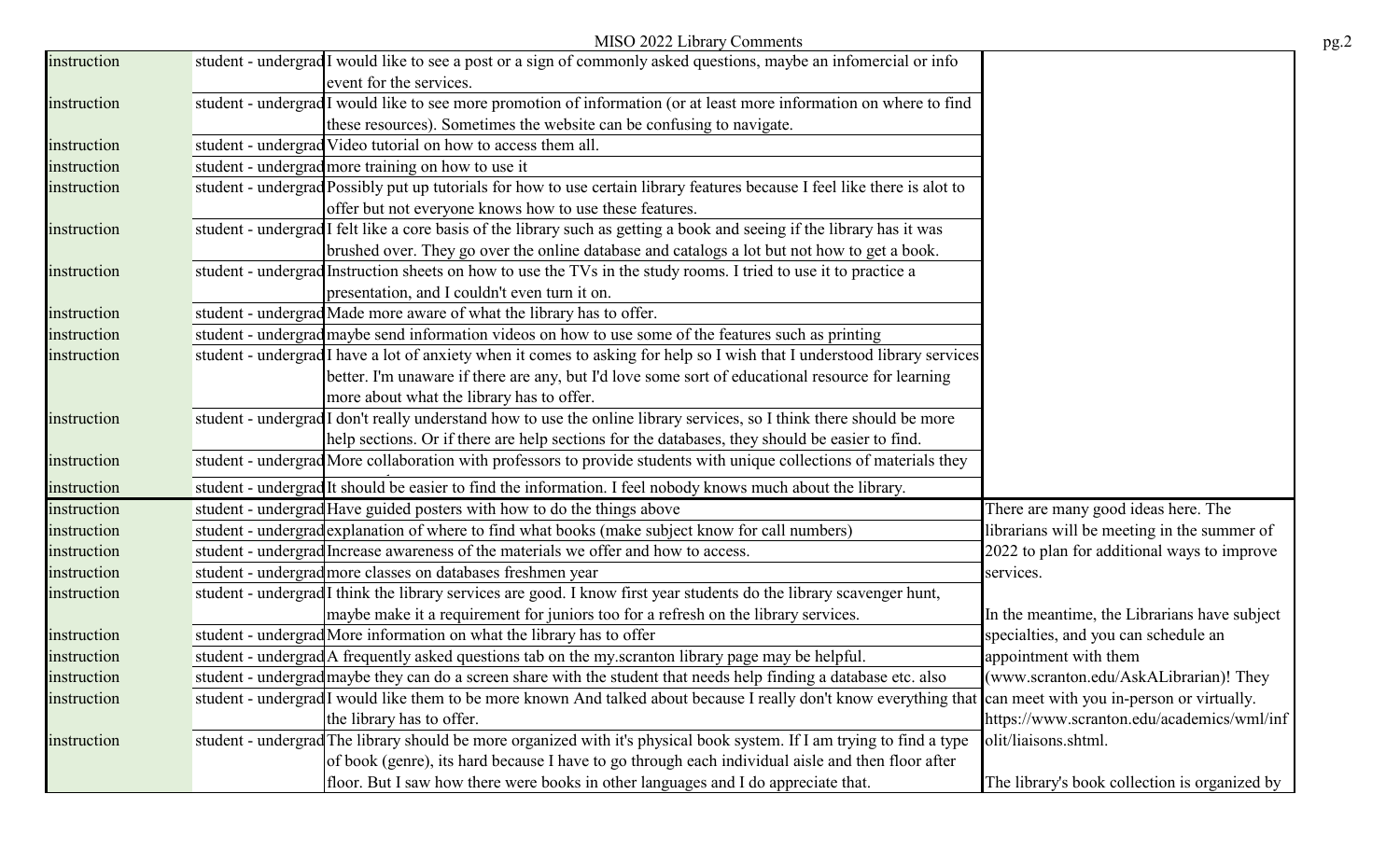| | | | |
|---|---|---|---|
| instruction | student - undergrad | I would like to see a post or a sign of commonly asked questions, maybe an infomercial or info event for the services. | |
| instruction | student - undergrad | I would like to see more promotion of information (or at least more information on where to find these resources). Sometimes the website can be confusing to navigate. | |
| instruction | student - undergrad | Video tutorial on how to access them all. | |
| instruction | student - undergrad | more training on how to use it | |
| instruction | student - undergrad | Possibly put up tutorials for how to use certain library features because I feel like there is alot to offer but not everyone knows how to use these features. | |
| instruction | student - undergrad | I felt like a core basis of the library such as getting a book and seeing if the library has it was brushed over. They go over the online database and catalogs a lot but not how to get a book. | |
| instruction | student - undergrad | Instruction sheets on how to use the TVs in the study rooms. I tried to use it to practice a presentation, and I couldn't even turn it on. | |
| instruction | student - undergrad | Made more aware of what the library has to offer. | |
| instruction | student - undergrad | maybe send information videos on how to use some of the features such as printing | |
| instruction | student - undergrad | I have a lot of anxiety when it comes to asking for help so I wish that I understood library services better. I'm unaware if there are any, but I'd love some sort of educational resource for learning more about what the library has to offer. | |
| instruction | student - undergrad | I don't really understand how to use the online library services, so I think there should be more help sections. Or if there are help sections for the databases, they should be easier to find. | |
| instruction | student - undergrad | More collaboration with professors to provide students with unique collections of materials they | |
| instruction | student - undergrad | It should be easier to find the information. I feel nobody knows much about the library. | |
| instruction | student - undergrad | Have guided posters with how to do the things above | There are many good ideas here. The librarians will be meeting in the summer of 2022 to plan for additional ways to improve services.<br><br>In the meantime, the Librarians have subject specialties, and you can schedule an appointment with them (www.scranton.edu/AskALibrarian)! They can meet with you in-person or virtually. https://www.scranton.edu/academics/wml/infolit/liaisons.shtml.<br><br>The library's book collection is organized by |
| instruction | student - undergrad | explanation of where to find what books (make subject know for call numbers) | |
| instruction | student - undergrad | Increase awareness of the materials we offer and how to access. | |
| instruction | student - undergrad | more classes on databases freshmen year | |
| instruction | student - undergrad | I think the library services are good. I know first year students do the library scavenger hunt, maybe make it a requirement for juniors too for a refresh on the library services. | |
| instruction | student - undergrad | More information on what the library has to offer | |
| instruction | student - undergrad | A frequently asked questions tab on the my.scranton library page may be helpful. | |
| instruction | student - undergrad | maybe they can do a screen share with the student that needs help finding a database etc. also | |
| instruction | student - undergrad | I would like them to be more known And talked about because I really don't know everything that the library has to offer. | |
| instruction | student - undergrad | The library should be more organized with it's physical book system. If I am trying to find a type of book (genre), its hard because I have to go through each individual aisle and then floor after floor. But I saw how there were books in other languages and I do appreciate that. | |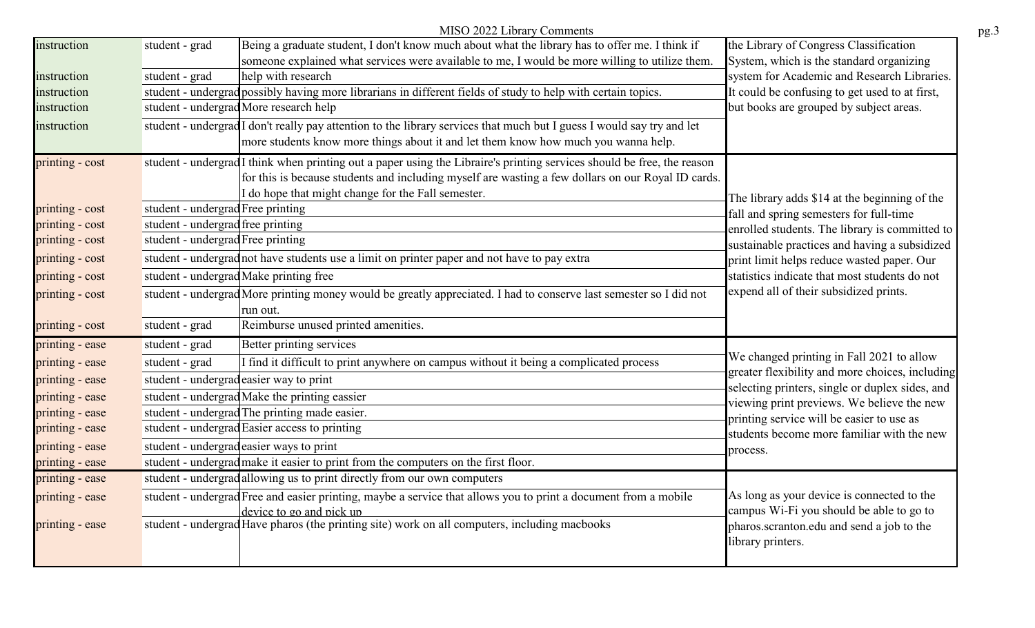# MISO 2022 Library Comments

| Category | Respondent | Comment | Response |
|---|---|---|---|
| instruction | student - grad | Being a graduate student, I don't know much about what the library has to offer me. I think if someone explained what services were available to me, I would be more willing to utilize them. | the Library of Congress Classification System, which is the standard organizing system for Academic and Research Libraries. It could be confusing to get used to at first, but books are grouped by subject areas. |
| instruction | student - grad | help with research | |
| instruction | student - undergrad | possibly having more librarians in different fields of study to help with certain topics. | |
| instruction | student - undergrad | More research help | |
| instruction | student - undergrad | I don't really pay attention to the library services that much but I guess I would say try and let more students know more things about it and let them know how much you wanna help. | |
| printing - cost | student - undergrad | I think when printing out a paper using the Libraire's printing services should be free, the reason for this is because students and including myself are wasting a few dollars on our Royal ID cards. I do hope that might change for the Fall semester. | The library adds $14 at the beginning of the fall and spring semesters for full-time enrolled students. The library is committed to sustainable practices and having a subsidized print limit helps reduce wasted paper. Our statistics indicate that most students do not expend all of their subsidized prints. |
| printing - cost | student - undergrad | Free printing | |
| printing - cost | student - undergrad | free printing | |
| printing - cost | student - undergrad | Free printing | |
| printing - cost | student - undergrad | not have students use a limit on printer paper and not have to pay extra | |
| printing - cost | student - undergrad | Make printing free | |
| printing - cost | student - undergrad | More printing money would be greatly appreciated. I had to conserve last semester so I did not run out. | |
| printing - cost | student - grad | Reimburse unused printed amenities. | |
| printing - ease | student - grad | Better printing services | We changed printing in Fall 2021 to allow greater flexibility and more choices, including selecting printers, single or duplex sides, and viewing print previews. We believe the new printing service will be easier to use as students become more familiar with the new process. |
| printing - ease | student - grad | I find it difficult to print anywhere on campus without it being a complicated process | |
| printing - ease | student - undergrad | easier way to print | |
| printing - ease | student - undergrad | Make the printing eassier | |
| printing - ease | student - undergrad | The printing made easier. | |
| printing - ease | student - undergrad | Easier access to printing | |
| printing - ease | student - undergrad | easier ways to print | |
| printing - ease | student - undergrad | make it easier to print from the computers on the first floor. | |
| printing - ease | student - undergrad | allowing us to print directly from our own computers | As long as your device is connected to the campus Wi-Fi you should be able to go to pharos.scranton.edu and send a job to the library printers. |
| printing - ease | student - undergrad | Free and easier printing, maybe a service that allows you to print a document from a mobile device to go and pick up | |
| printing - ease | student - undergrad | Have pharos (the printing site) work on all computers, including macbooks | |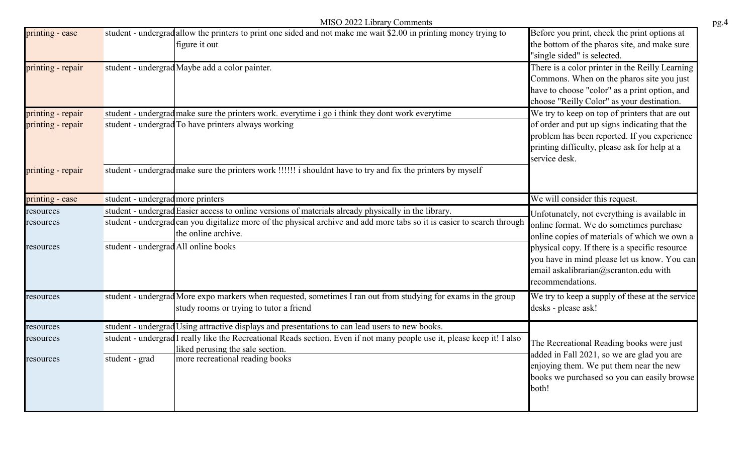| | | | |
|---|---|---|---|
| printing - ease | student - undergrad | allow the printers to print one sided and not make me wait $2.00 in printing money trying to figure it out | Before you print, check the print options at the bottom of the pharos site, and make sure "single sided" is selected. |
| printing - repair | student - undergrad | Maybe add a color painter. | There is a color printer in the Reilly Learning Commons. When on the pharos site you just have to choose "color" as a print option, and choose "Reilly Color" as your destination. |
| printing - repair | student - undergrad | make sure the printers work. everytime i go i think they dont work everytime | We try to keep on top of printers that are out of order and put up signs indicating that the problem has been reported. If you experience printing difficulty, please ask for help at a service desk. |
| printing - repair | student - undergrad | To have printers always working | |
| printing - repair | student - undergrad | make sure the printers work !!!!!! i shouldnt have to try and fix the printers by myself | |
| printing - ease | student - undergrad | more printers | We will consider this request. |
| resources | student - undergrad | Easier access to online versions of materials already physically in the library. | Unfotunately, not everything is available in online format. We do sometimes purchase online copies of materials of which we own a physical copy. If there is a specific resource you have in mind please let us know. You can email askalibrarian@scranton.edu with recommendations. |
| resources | student - undergrad | can you digitalize more of the physical archive and add more tabs so it is easier to search through the online archive. | |
| resources | student - undergrad | All online books | |
| resources | student - undergrad | More expo markers when requested, sometimes I ran out from studying for exams in the group study rooms or trying to tutor a friend | We try to keep a supply of these at the service desks - please ask! |
| resources | student - undergrad | Using attractive displays and presentations to can lead users to new books. | The Recreational Reading books were just added in Fall 2021, so we are glad you are enjoying them. We put them near the new books we purchased so you can easily browse both! |
| resources | student - undergrad | I really like the Recreational Reads section. Even if not many people use it, please keep it! I also liked perusing the sale section. | |
| resources | student - grad | more recreational reading books | |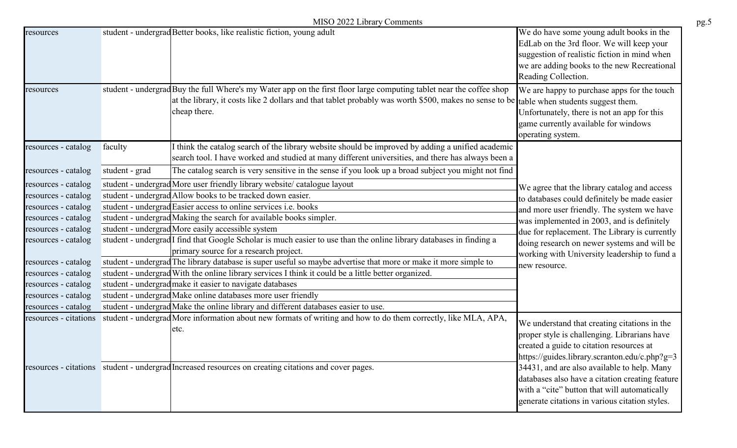| | | | |
|---|---|---|---|
| resources | student - undergrad | Better books, like realistic fiction, young adult | We do have some young adult books in the EdLab on the 3rd floor. We will keep your suggestion of realistic fiction in mind when we are adding books to the new Recreational Reading Collection. |
| resources | student - undergrad | Buy the full Where's my Water app on the first floor large computing tablet near the coffee shop at the library, it costs like 2 dollars and that tablet probably was worth $500, makes no sense to be cheap there. | We are happy to purchase apps for the touch table when students suggest them. Unfortunately, there is not an app for this game currently available for windows operating system. |
| resources - catalog | faculty | I think the catalog search of the library website should be improved by adding a unified academic search tool. I have worked and studied at many different universities, and there has always been a | We agree that the library catalog and access to databases could definitely be made easier and more user friendly. The system we have was implemented in 2003, and is definitely due for replacement. The Library is currently doing research on newer systems and will be working with University leadership to fund a new resource. |
| resources - catalog | student - grad | The catalog search is very sensitive in the sense if you look up a broad subject you might not find | |
| resources - catalog | student - undergrad | More user friendly library website/ catalogue layout | |
| resources - catalog | student - undergrad | Allow books to be tracked down easier. | |
| resources - catalog | student - undergrad | Easier access to online services i.e. books | |
| resources - catalog | student - undergrad | Making the search for available books simpler. | |
| resources - catalog | student - undergrad | More easily accessible system | |
| resources - catalog | student - undergrad | I find that Google Scholar is much easier to use than the online library databases in finding a primary source for a research project. | |
| resources - catalog | student - undergrad | The library database is super useful so maybe advertise that more or make it more simple to | |
| resources - catalog | student - undergrad | With the online library services I think it could be a little better organized. | |
| resources - catalog | student - undergrad | make it easier to navigate databases | |
| resources - catalog | student - undergrad | Make online databases more user friendly | |
| resources - catalog | student - undergrad | Make the online library and different databases easier to use. | |
| resources - citations | student - undergrad | More information about new formats of writing and how to do them correctly, like MLA, APA, etc. | We understand that creating citations in the proper style is challenging. Librarians have created a guide to citation resources at https://guides.library.scranton.edu/c.php?g=334431, and are also available to help. Many databases also have a citation creating feature with a "cite" button that will automatically generate citations in various citation styles. |
| resources - citations | student - undergrad | Increased resources on creating citations and cover pages. | |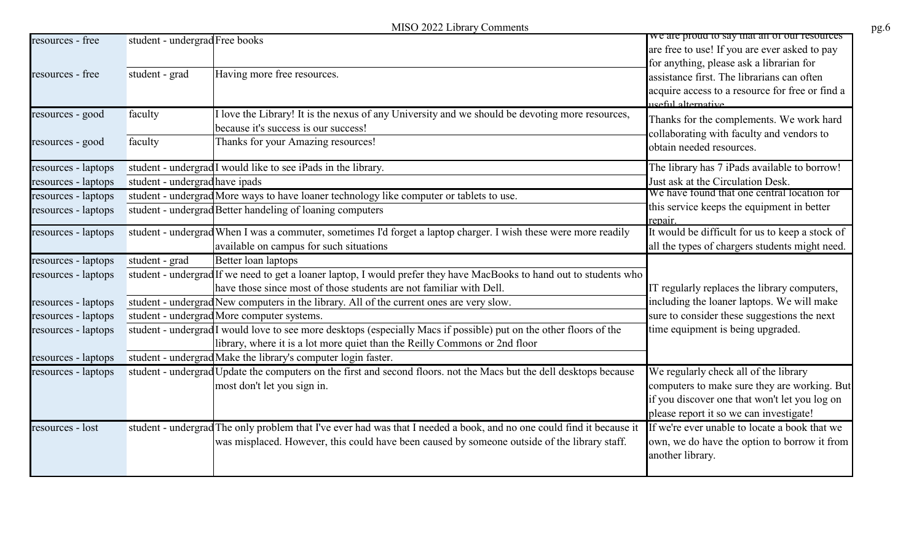| | | | |
|---|---|---|---|
| resources - free | student - undergrad | Free books | We are proud to say that all of our resources are free to use! If you are ever asked to pay for anything, please ask a librarian for assistance first. The librarians can often acquire access to a resource for free or find a useful alternative. |
| resources - free | student - grad | Having more free resources. | |
| resources - good | faculty | I love the Library! It is the nexus of any University and we should be devoting more resources, because it's success is our success! | Thanks for the complements. We work hard collaborating with faculty and vendors to obtain needed resources. |
| resources - good | faculty | Thanks for your Amazing resources! | |
| resources - laptops | student - undergrad | I would like to see iPads in the library. | The library has 7 iPads available to borrow! Just ask at the Circulation Desk. |
| resources - laptops | student - undergrad | have ipads | |
| resources - laptops | student - undergrad | More ways to have loaner technology like computer or tablets to use. | We have found that one central location for this service keeps the equipment in better repair. |
| resources - laptops | student - undergrad | Better handeling of loaning computers | |
| resources - laptops | student - undergrad | When I was a commuter, sometimes I'd forget a laptop charger. I wish these were more readily available on campus for such situations | It would be difficult for us to keep a stock of all the types of chargers students might need. |
| resources - laptops | student - grad | Better loan laptops | IT regularly replaces the library computers, including the loaner laptops. We will make sure to consider these suggestions the next time equipment is being upgraded. |
| resources - laptops | student - undergrad | If we need to get a loaner laptop, I would prefer they have MacBooks to hand out to students who have those since most of those students are not familiar with Dell. | |
| resources - laptops | student - undergrad | New computers in the library. All of the current ones are very slow. | |
| resources - laptops | student - undergrad | More computer systems. | |
| resources - laptops | student - undergrad | I would love to see more desktops (especially Macs if possible) put on the other floors of the library, where it is a lot more quiet than the Reilly Commons or 2nd floor | |
| resources - laptops | student - undergrad | Make the library's computer login faster. | |
| resources - laptops | student - undergrad | Update the computers on the first and second floors. not the Macs but the dell desktops because most don't let you sign in. | We regularly check all of the library computers to make sure they are working. But if you discover one that won't let you log on please report it so we can investigate! |
| resources - lost | student - undergrad | The only problem that I've ever had was that I needed a book, and no one could find it because it was misplaced. However, this could have been caused by someone outside of the library staff. | If we're ever unable to locate a book that we own, we do have the option to borrow it from another library. |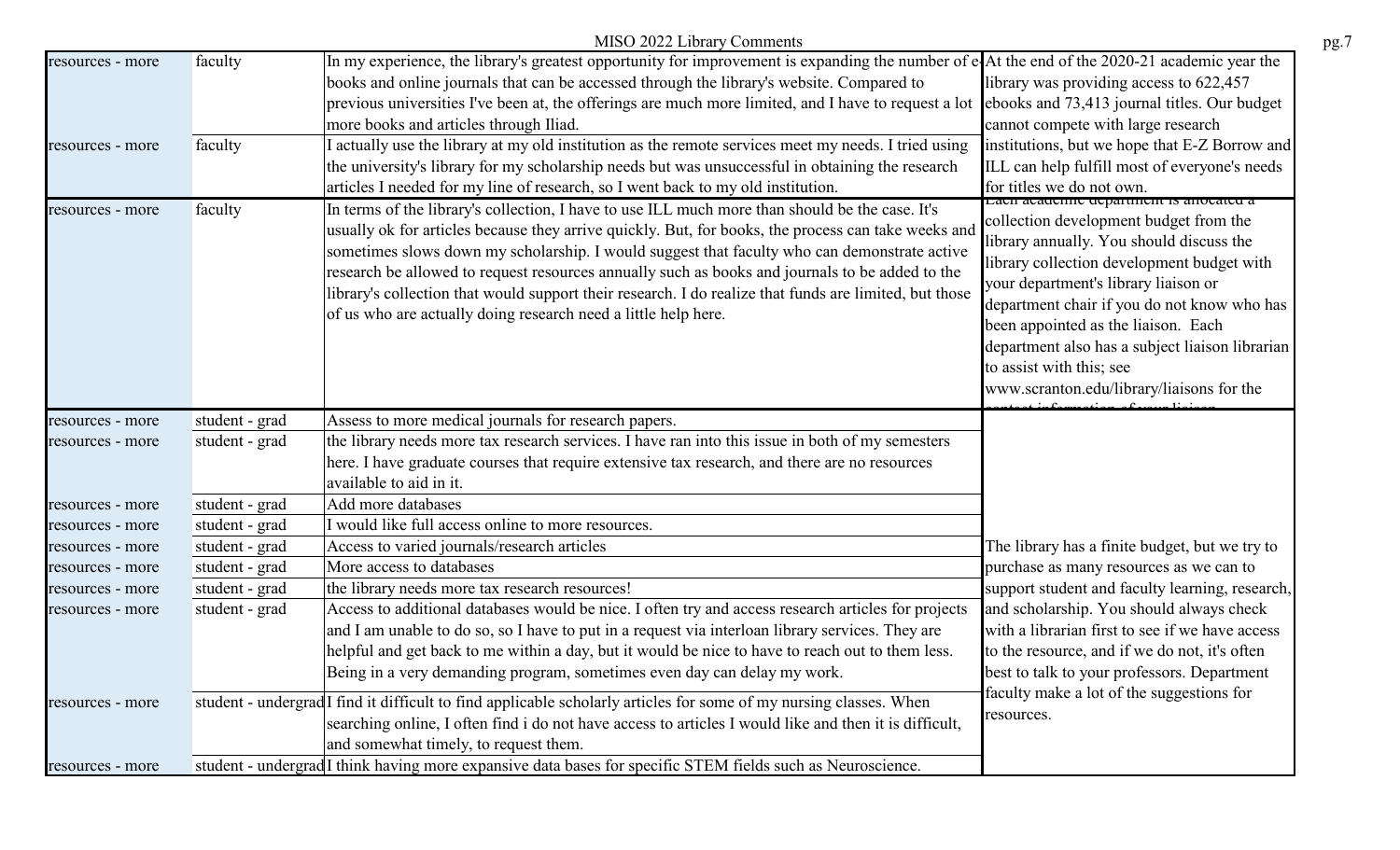MISO 2022 Library Comments

| | | | |
|---|---|---|---|
| resources - more | faculty | In my experience, the library's greatest opportunity for improvement is expanding the number of e-books and online journals that can be accessed through the library's website. Compared to previous universities I've been at, the offerings are much more limited, and I have to request a lot more books and articles through Iliad. | At the end of the 2020-21 academic year the library was providing access to 622,457 ebooks and 73,413 journal titles. Our budget cannot compete with large research institutions, but we hope that E-Z Borrow and ILL can help fulfill most of everyone's needs for titles we do not own. |
| resources - more | faculty | I actually use the library at my old institution as the remote services meet my needs. I tried using the university's library for my scholarship needs but was unsuccessful in obtaining the research articles I needed for my line of research, so I went back to my old institution. | |
| resources - more | faculty | In terms of the library's collection, I have to use ILL much more than should be the case. It's usually ok for articles because they arrive quickly. But, for books, the process can take weeks and sometimes slows down my scholarship. I would suggest that faculty who can demonstrate active research be allowed to request resources annually such as books and journals to be added to the library's collection that would support their research. I do realize that funds are limited, but those of us who are actually doing research need a little help here. | Each academic department is allocated a collection development budget from the library annually. You should discuss the library collection development budget with your department's library liaison or department chair if you do not know who has been appointed as the liaison. Each department also has a subject liaison librarian to assist with this; see www.scranton.edu/library/liaisons for the contact information of your liaison. |
| resources - more | student - grad | Assess to more medical journals for research papers. | The library has a finite budget, but we try to purchase as many resources as we can to support student and faculty learning, research, and scholarship. You should always check with a librarian first to see if we have access to the resource, and if we do not, it's often best to talk to your professors. Department faculty make a lot of the suggestions for resources. |
| resources - more | student - grad | the library needs more tax research services. I have ran into this issue in both of my semesters here. I have graduate courses that require extensive tax research, and there are no resources available to aid in it. | |
| resources - more | student - grad | Add more databases | |
| resources - more | student - grad | I would like full access online to more resources. | |
| resources - more | student - grad | Access to varied journals/research articles | |
| resources - more | student - grad | More access to databases | |
| resources - more | student - grad | the library needs more tax research resources! | |
| resources - more | student - grad | Access to additional databases would be nice. I often try and access research articles for projects and I am unable to do so, so I have to put in a request via interloan library services. They are helpful and get back to me within a day, but it would be nice to have to reach out to them less. Being in a very demanding program, sometimes even day can delay my work. | |
| resources - more | student - undergrad | I find it difficult to find applicable scholarly articles for some of my nursing classes. When searching online, I often find i do not have access to articles I would like and then it is difficult, and somewhat timely, to request them. | |
| resources - more | student - undergrad | I think having more expansive data bases for specific STEM fields such as Neuroscience. | |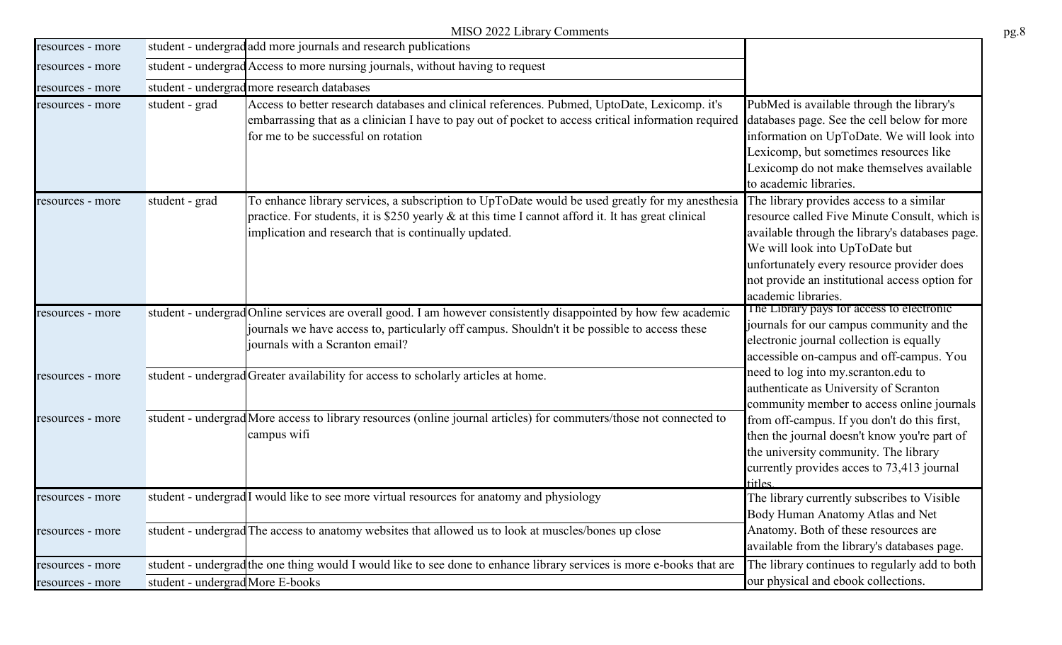MISO 2022 Library Comments

| | | | |
|---|---|---|---|
| resources - more | student - undergrad | add more journals and research publications | |
| resources - more | student - undergrad | Access to more nursing journals, without having to request | |
| resources - more | student - undergrad | more research databases | |
| resources - more | student - grad | Access to better research databases and clinical references. Pubmed, UptoDate, Lexicomp. it's embarrassing that as a clinician I have to pay out of pocket to access critical information required for me to be successful on rotation | PubMed is available through the library's databases page. See the cell below for more information on UpToDate. We will look into Lexicomp, but sometimes resources like Lexicomp do not make themselves available to academic libraries. |
| resources - more | student - grad | To enhance library services, a subscription to UpToDate would be used greatly for my anesthesia practice. For students, it is $250 yearly & at this time I cannot afford it. It has great clinical implication and research that is continually updated. | The library provides access to a similar resource called Five Minute Consult, which is available through the library's databases page. We will look into UpToDate but unfortunately every resource provider does not provide an institutional access option for academic libraries. |
| resources - more | student - undergrad | Online services are overall good. I am however consistently disappointed by how few academic journals we have access to, particularly off campus. Shouldn't it be possible to access these journals with a Scranton email? | The Library pays for access to electronic journals for our campus community and the electronic journal collection is equally accessible on-campus and off-campus. You need to log into my.scranton.edu to authenticate as University of Scranton community member to access online journals from off-campus. If you don't do this first, then the journal doesn't know you're part of the university community. The library currently provides acces to 73,413 journal titles. |
| resources - more | student - undergrad | Greater availability for access to scholarly articles at home. | |
| resources - more | student - undergrad | More access to library resources (online journal articles) for commuters/those not connected to campus wifi | |
| resources - more | student - undergrad | I would like to see more virtual resources for anatomy and physiology | The library currently subscribes to Visible Body Human Anatomy Atlas and Net Anatomy. Both of these resources are available from the library's databases page. |
| resources - more | student - undergrad | The access to anatomy websites that allowed us to look at muscles/bones up close | |
| resources - more | student - undergrad | the one thing would I would like to see done to enhance library services is more e-books that are | The library continues to regularly add to both our physical and ebook collections. |
| resources - more | student - undergrad | More E-books | |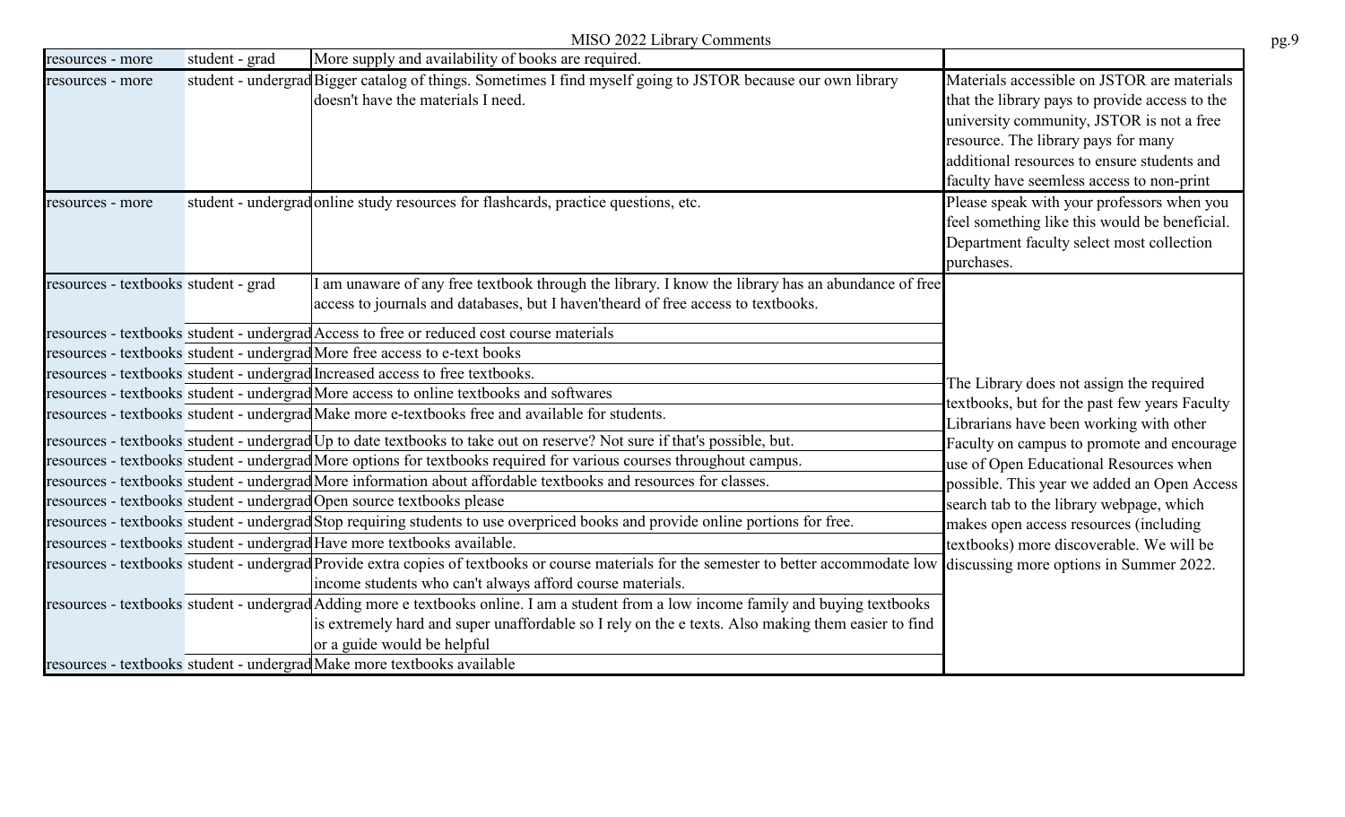| resources - more | student - grad | More supply and availability of books are required. | |
|---|---|---|---|
| resources - more | student - undergrad | Bigger catalog of things. Sometimes I find myself going to JSTOR because our own library doesn't have the materials I need. | Materials accessible on JSTOR are materials that the library pays to provide access to the university community, JSTOR is not a free resource. The library pays for many additional resources to ensure students and faculty have seemless access to non-print |
| resources - more | student - undergrad | online study resources for flashcards, practice questions, etc. | Please speak with your professors when you feel something like this would be beneficial. Department faculty select most collection purchases. |
| resources - textbooks | student - grad | I am unaware of any free textbook through the library. I know the library has an abundance of free access to journals and databases, but I haven'theard of free access to textbooks. | The Library does not assign the required textbooks, but for the past few years Faculty Librarians have been working with other Faculty on campus to promote and encourage use of Open Educational Resources when possible. This year we added an Open Access search tab to the library webpage, which makes open access resources (including textbooks) more discoverable. We will be discussing more options in Summer 2022. |
| resources - textbooks | student - undergrad | Access to free or reduced cost course materials | |
| resources - textbooks | student - undergrad | More free access to e-text books | |
| resources - textbooks | student - undergrad | Increased access to free textbooks. | |
| resources - textbooks | student - undergrad | More access to online textbooks and softwares | |
| resources - textbooks | student - undergrad | Make more e-textbooks free and available for students. | |
| resources - textbooks | student - undergrad | Up to date textbooks to take out on reserve? Not sure if that's possible, but. | |
| resources - textbooks | student - undergrad | More options for textbooks required for various courses throughout campus. | |
| resources - textbooks | student - undergrad | More information about affordable textbooks and resources for classes. | |
| resources - textbooks | student - undergrad | Open source textbooks please | |
| resources - textbooks | student - undergrad | Stop requiring students to use overpriced books and provide online portions for free. | |
| resources - textbooks | student - undergrad | Have more textbooks available. | |
| resources - textbooks | student - undergrad | Provide extra copies of textbooks or course materials for the semester to better accommodate low income students who can't always afford course materials. | |
| resources - textbooks | student - undergrad | Adding more e textbooks online. I am a student from a low income family and buying textbooks is extremely hard and super unaffordable so I rely on the e texts. Also making them easier to find or a guide would be helpful | |
| resources - textbooks | student - undergrad | Make more textbooks available | |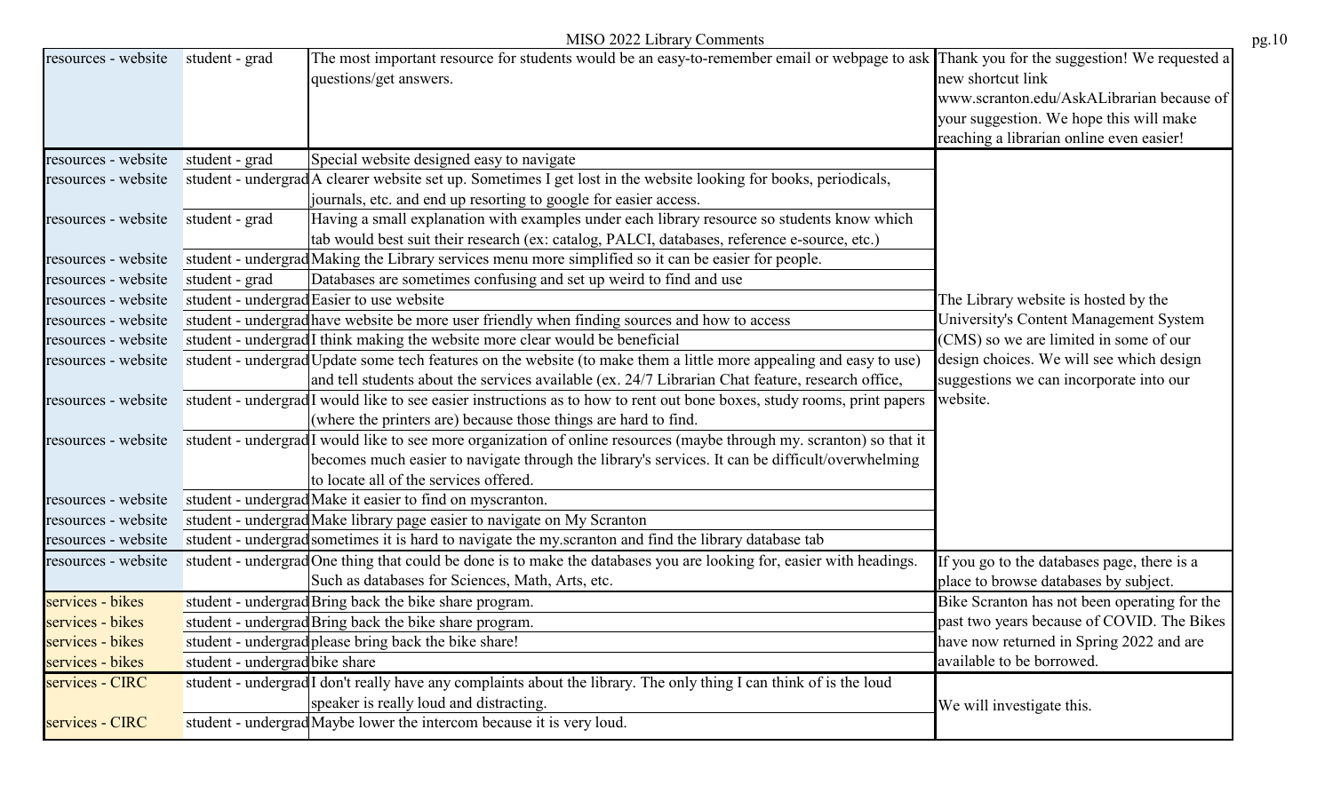| | | | |
|---|---|---|---|
| resources - website | student - grad | The most important resource for students would be an easy-to-remember email or webpage to ask questions/get answers. | Thank you for the suggestion! We requested a new shortcut link www.scranton.edu/AskALibrarian because of your suggestion. We hope this will make reaching a librarian online even easier! |
| resources - website | student - grad | Special website designed easy to navigate | The Library website is hosted by the University's Content Management System (CMS) so we are limited in some of our design choices. We will see which design suggestions we can incorporate into our website. |
| resources - website | student - undergrad | A clearer website set up. Sometimes I get lost in the website looking for books, periodicals, journals, etc. and end up resorting to google for easier access. | |
| resources - website | student - grad | Having a small explanation with examples under each library resource so students know which tab would best suit their research (ex: catalog, PALCI, databases, reference e-source, etc.) | |
| resources - website | student - undergrad | Making the Library services menu more simplified so it can be easier for people. | |
| resources - website | student - grad | Databases are sometimes confusing and set up weird to find and use | |
| resources - website | student - undergrad | Easier to use website | |
| resources - website | student - undergrad | have website be more user friendly when finding sources and how to access | |
| resources - website | student - undergrad | I think making the website more clear would be beneficial | |
| resources - website | student - undergrad | Update some tech features on the website (to make them a little more appealing and easy to use) and tell students about the services available (ex. 24/7 Librarian Chat feature, research office, | |
| resources - website | student - undergrad | I would like to see easier instructions as to how to rent out bone boxes, study rooms, print papers (where the printers are) because those things are hard to find. | |
| resources - website | student - undergrad | I would like to see more organization of online resources (maybe through my. scranton) so that it becomes much easier to navigate through the library's services. It can be difficult/overwhelming to locate all of the services offered. | |
| resources - website | student - undergrad | Make it easier to find on myscranton. | |
| resources - website | student - undergrad | Make library page easier to navigate on My Scranton | |
| resources - website | student - undergrad | sometimes it is hard to navigate the my.scranton and find the library database tab | |
| resources - website | student - undergrad | One thing that could be done is to make the databases you are looking for, easier with headings. Such as databases for Sciences, Math, Arts, etc. | If you go to the databases page, there is a place to browse databases by subject. |
| services - bikes | student - undergrad | Bring back the bike share program. | Bike Scranton has not been operating for the past two years because of COVID. The Bikes have now returned in Spring 2022 and are available to be borrowed. |
| services - bikes | student - undergrad | Bring back the bike share program. | |
| services - bikes | student - undergrad | please bring back the bike share! | |
| services - bikes | student - undergrad | bike share | |
| services - CIRC | student - undergrad | I don't really have any complaints about the library. The only thing I can think of is the loud speaker is really loud and distracting. | We will investigate this. |
| services - CIRC | student - undergrad | Maybe lower the intercom because it is very loud. | |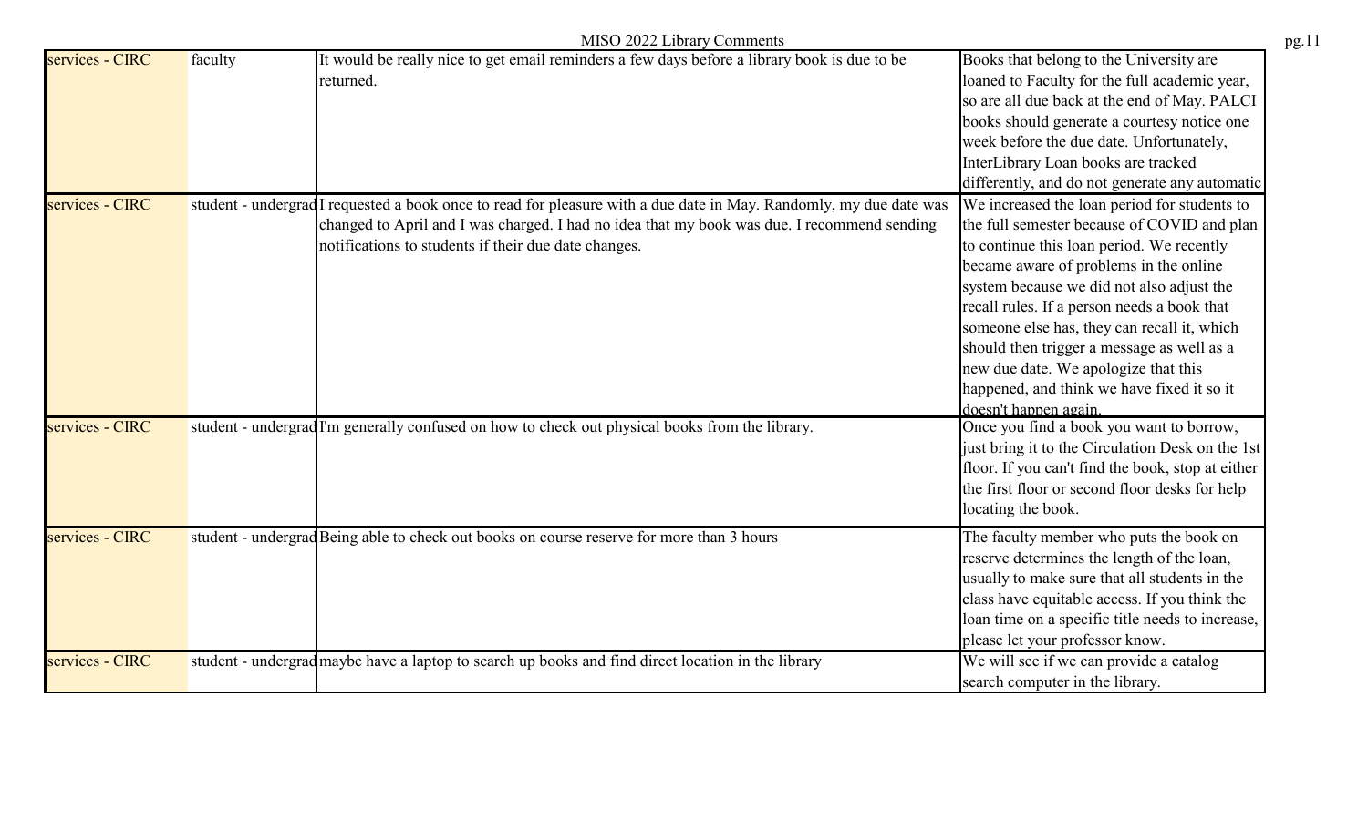| services - CIRC | faculty | It would be really nice to get email reminders a few days before a library book is due to be returned. | Books that belong to the University are loaned to Faculty for the full academic year, so are all due back at the end of May. PALCI books should generate a courtesy notice one week before the due date. Unfortunately, InterLibrary Loan books are tracked differently, and do not generate any automatic |
|---|---|---|---|
| services - CIRC | student - undergrad | I requested a book once to read for pleasure with a due date in May. Randomly, my due date was changed to April and I was charged. I had no idea that my book was due. I recommend sending notifications to students if their due date changes. | We increased the loan period for students to the full semester because of COVID and plan to continue this loan period. We recently became aware of problems in the online system because we did not also adjust the recall rules. If a person needs a book that someone else has, they can recall it, which should then trigger a message as well as a new due date. We apologize that this happened, and think we have fixed it so it doesn't happen again. |
| services - CIRC | student - undergrad | I'm generally confused on how to check out physical books from the library. | Once you find a book you want to borrow, just bring it to the Circulation Desk on the 1st floor. If you can't find the book, stop at either the first floor or second floor desks for help locating the book. |
| services - CIRC | student - undergrad | Being able to check out books on course reserve for more than 3 hours | The faculty member who puts the book on reserve determines the length of the loan, usually to make sure that all students in the class have equitable access. If you think the loan time on a specific title needs to increase, please let your professor know. |
| services - CIRC | student - undergrad | maybe have a laptop to search up books and find direct location in the library | We will see if we can provide a catalog search computer in the library. |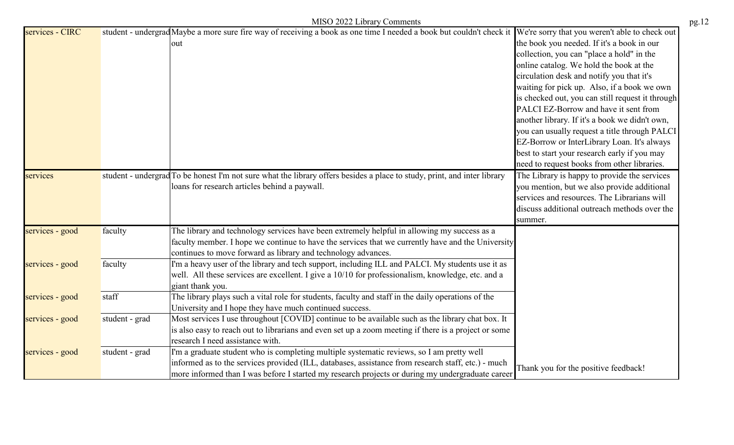| | | | |
|---|---|---|---|
| services - CIRC | student - undergrad | Maybe a more sure fire way of receiving a book as one time I needed a book but couldn't check it out | We're sorry that you weren't able to check out the book you needed. If it's a book in our collection, you can "place a hold" in the online catalog. We hold the book at the circulation desk and notify you that it's waiting for pick up. Also, if a book we own is checked out, you can still request it through PALCI EZ-Borrow and have it sent from another library. If it's a book we didn't own, you can usually request a title through PALCI EZ-Borrow or InterLibrary Loan. It's always best to start your research early if you may need to request books from other libraries. |
| services | student - undergrad | To be honest I'm not sure what the library offers besides a place to study, print, and inter library loans for research articles behind a paywall. | The Library is happy to provide the services you mention, but we also provide additional services and resources. The Librarians will discuss additional outreach methods over the summer. |
| services - good | faculty | The library and technology services have been extremely helpful in allowing my success as a faculty member. I hope we continue to have the services that we currently have and the University continues to move forward as library and technology advances. | Thank you for the positive feedback! |
| services - good | faculty | I'm a heavy user of the library and tech support, including ILL and PALCI. My students use it as well. All these services are excellent. I give a 10/10 for professionalism, knowledge, etc. and a giant thank you. | |
| services - good | staff | The library plays such a vital role for students, faculty and staff in the daily operations of the University and I hope they have much continued success. | |
| services - good | student - grad | Most services I use throughout [COVID] continue to be available such as the library chat box. It is also easy to reach out to librarians and even set up a zoom meeting if there is a project or some research I need assistance with. | |
| services - good | student - grad | I'm a graduate student who is completing multiple systematic reviews, so I am pretty well informed as to the services provided (ILL, databases, assistance from research staff, etc.) - much more informed than I was before I started my research projects or during my undergraduate career | |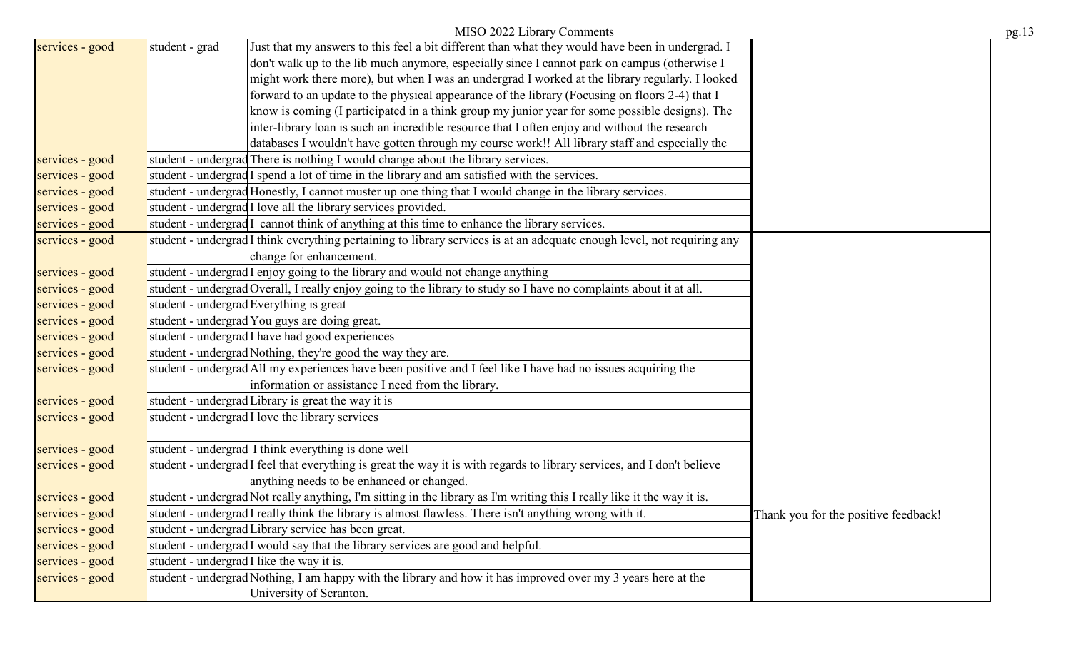| | | | |
|---|---|---|---|
| services - good | student - grad | Just that my answers to this feel a bit different than what they would have been in undergrad. I don't walk up to the lib much anymore, especially since I cannot park on campus (otherwise I might work there more), but when I was an undergrad I worked at the library regularly. I looked forward to an update to the physical appearance of the library (Focusing on floors 2-4) that I know is coming (I participated in a think group my junior year for some possible designs). The inter-library loan is such an incredible resource that I often enjoy and without the research databases I wouldn't have gotten through my course work!! All library staff and especially the | |
| services - good | student - undergrad | There is nothing I would change about the library services. | |
| services - good | student - undergrad | I spend a lot of time in the library and am satisfied with the services. | |
| services - good | student - undergrad | Honestly, I cannot muster up one thing that I would change in the library services. | |
| services - good | student - undergrad | I love all the library services provided. | |
| services - good | student - undergrad | I cannot think of anything at this time to enhance the library services. | |
| services - good | student - undergrad | I think everything pertaining to library services is at an adequate enough level, not requiring any change for enhancement. | |
| services - good | student - undergrad | I enjoy going to the library and would not change anything | |
| services - good | student - undergrad | Overall, I really enjoy going to the library to study so I have no complaints about it at all. | |
| services - good | student - undergrad | Everything is great | |
| services - good | student - undergrad | You guys are doing great. | |
| services - good | student - undergrad | I have had good experiences | |
| services - good | student - undergrad | Nothing, they're good the way they are. | |
| services - good | student - undergrad | All my experiences have been positive and I feel like I have had no issues acquiring the information or assistance I need from the library. | |
| services - good | student - undergrad | Library is great the way it is | |
| services - good | student - undergrad | I love the library services | |
| services - good | student - undergrad | I think everything is done well | |
| services - good | student - undergrad | I feel that everything is great the way it is with regards to library services, and I don't believe anything needs to be enhanced or changed. | |
| services - good | student - undergrad | Not really anything, I'm sitting in the library as I'm writing this I really like it the way it is. | |
| services - good | student - undergrad | I really think the library is almost flawless. There isn't anything wrong with it. | Thank you for the positive feedback! |
| services - good | student - undergrad | Library service has been great. | |
| services - good | student - undergrad | I would say that the library services are good and helpful. | |
| services - good | student - undergrad | I like the way it is. | |
| services - good | student - undergrad | Nothing, I am happy with the library and how it has improved over my 3 years here at the University of Scranton. | |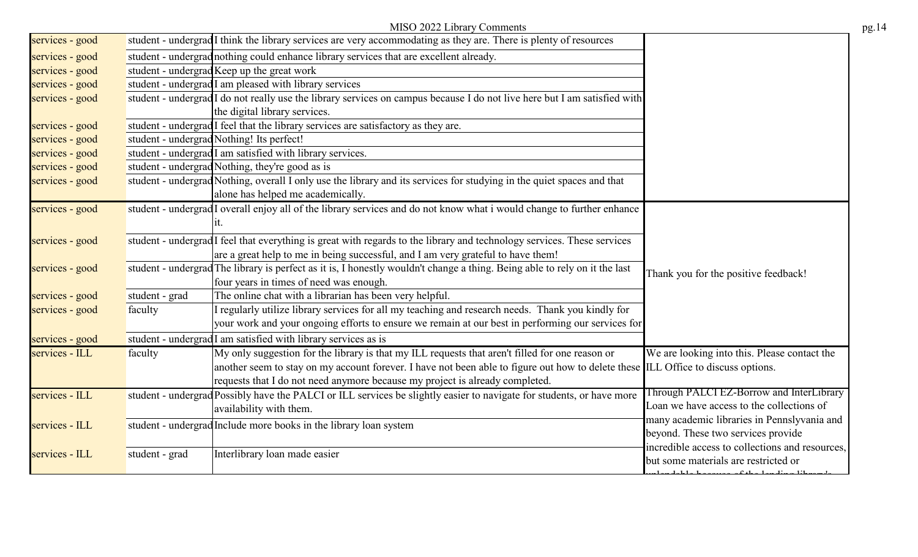| | | | |
|---|---|---|---|
| services - good | student - undergrad | I think the library services are very accommodating as they are. There is plenty of resources | |
| services - good | student - undergrad | nothing could enhance library services that are excellent already. | |
| services - good | student - undergrad | Keep up the great work | |
| services - good | student - undergrad | I am pleased with library services | |
| services - good | student - undergrad | I do not really use the library services on campus because I do not live here but I am satisfied with the digital library services. | |
| services - good | student - undergrad | I feel that the library services are satisfactory as they are. | |
| services - good | student - undergrad | Nothing! Its perfect! | |
| services - good | student - undergrad | I am satisfied with library services. | |
| services - good | student - undergrad | Nothing, they're good as is | |
| services - good | student - undergrad | Nothing, overall I only use the library and its services for studying in the quiet spaces and that alone has helped me academically. | |
| services - good | student - undergrad | I overall enjoy all of the library services and do not know what i would change to further enhance it. | Thank you for the positive feedback! |
| services - good | student - undergrad | I feel that everything is great with regards to the library and technology services. These services are a great help to me in being successful, and I am very grateful to have them! | |
| services - good | student - undergrad | The library is perfect as it is, I honestly wouldn't change a thing. Being able to rely on it the last four years in times of need was enough. | |
| services - good | student - grad | The online chat with a librarian has been very helpful. | |
| services - good | faculty | I regularly utilize library services for all my teaching and research needs. Thank you kindly for your work and your ongoing efforts to ensure we remain at our best in performing our services for | |
| services - good | student - undergrad | I am satisfied with library services as is | |
| services - ILL | faculty | My only suggestion for the library is that my ILL requests that aren't filled for one reason or another seem to stay on my account forever. I have not been able to figure out how to delete these requests that I do not need anymore because my project is already completed. | We are looking into this. Please contact the ILL Office to discuss options. |
| services - ILL | student - undergrad | Possibly have the PALCI or ILL services be slightly easier to navigate for students, or have more availability with them. | Through PALCI EZ-Borrow and InterLibrary Loan we have access to the collections of many academic libraries in Pennsylvania and beyond. These two services provide incredible access to collections and resources, but some materials are restricted or |
| services - ILL | student - undergrad | Include more books in the library loan system | |
| services - ILL | student - grad | Interlibrary loan made easier | |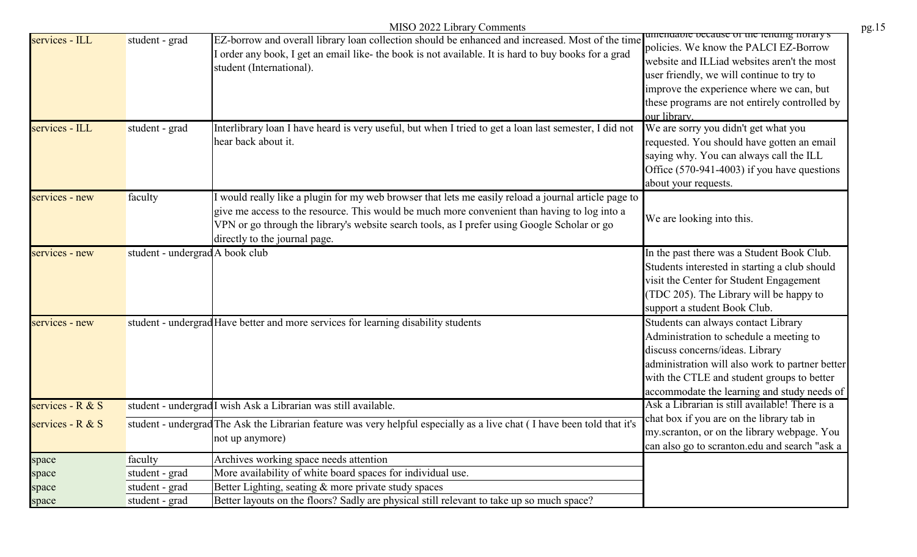| services - ILL | student - grad | EZ-borrow and overall library loan collection should be enhanced and increased. Most of the time I order any book, I get an email like- the book is not available. It is hard to buy books for a grad student (International). | unlendable because of the lending library's policies. We know the PALCI EZ-Borrow website and ILLiad websites aren't the most user friendly, we will continue to try to improve the experience where we can, but these programs are not entirely controlled by our library. |
|---|---|---|---|
| services - ILL | student - grad | Interlibrary loan I have heard is very useful, but when I tried to get a loan last semester, I did not hear back about it. | We are sorry you didn't get what you requested. You should have gotten an email saying why. You can always call the ILL Office (570-941-4003) if you have questions about your requests. |
| services - new | faculty | I would really like a plugin for my web browser that lets me easily reload a journal article page to give me access to the resource. This would be much more convenient than having to log into a VPN or go through the library's website search tools, as I prefer using Google Scholar or go directly to the journal page. | We are looking into this. |
| services - new | student - undergrad | A book club | In the past there was a Student Book Club. Students interested in starting a club should visit the Center for Student Engagement (TDC 205). The Library will be happy to support a student Book Club. |
| services - new | student - undergrad | Have better and more services for learning disability students | Students can always contact Library Administration to schedule a meeting to discuss concerns/ideas. Library administration will also work to partner better with the CTLE and student groups to better accommodate the learning and study needs of |
| services - R & S | student - undergrad | I wish Ask a Librarian was still available. | Ask a Librarian is still available! There is a chat box if you are on the library tab in my.scranton, or on the library webpage. You can also go to scranton.edu and search "ask a |
| services - R & S | student - undergrad | The Ask the Librarian feature was very helpful especially as a live chat ( I have been told that it's not up anymore) | |
| space | faculty | Archives working space needs attention | |
| space | student - grad | More availability of white board spaces for individual use. | |
| space | student - grad | Better Lighting, seating & more private study spaces | |
| space | student - grad | Better layouts on the floors? Sadly are physical still relevant to take up so much space? | |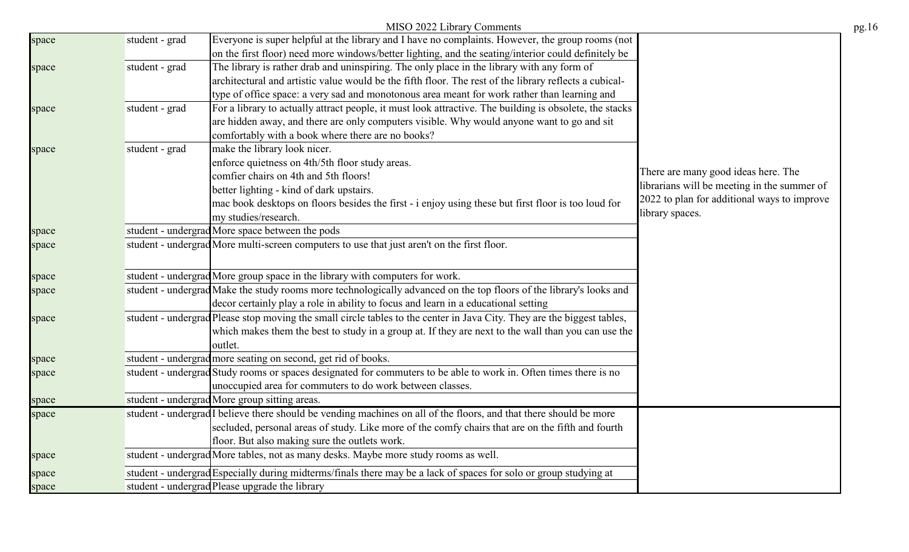| space | student - grad | Everyone is super helpful at the library and I have no complaints. However, the group rooms (not on the first floor) need more windows/better lighting, and the seating/interior could definitely be | There are many good ideas here. The librarians will be meeting in the summer of 2022 to plan for additional ways to improve library spaces. |
|---|---|---|---|
| space | student - grad | The library is rather drab and uninspiring. The only place in the library with any form of architectural and artistic value would be the fifth floor. The rest of the library reflects a cubical-type of office space: a very sad and monotonous area meant for work rather than learning and | |
| space | student - grad | For a library to actually attract people, it must look attractive. The building is obsolete, the stacks are hidden away, and there are only computers visible. Why would anyone want to go and sit comfortably with a book where there are no books? | |
| space | student - grad | make the library look nicer.<br>enforce quietness on 4th/5th floor study areas.<br>comfier chairs on 4th and 5th floors!<br>better lighting - kind of dark upstairs.<br>mac book desktops on floors besides the first - i enjoy using these but first floor is too loud for my studies/research. | |
| space | student - undergrad | More space between the pods | |
| space | student - undergrad | More multi-screen computers to use that just aren't on the first floor. | |
| space | student - undergrad | More group space in the library with computers for work. | |
| space | student - undergrad | Make the study rooms more technologically advanced on the top floors of the library's looks and decor certainly play a role in ability to focus and learn in a educational setting | |
| space | student - undergrad | Please stop moving the small circle tables to the center in Java City. They are the biggest tables, which makes them the best to study in a group at. If they are next to the wall than you can use the outlet. | |
| space | student - undergrad | more seating on second, get rid of books. | |
| space | student - undergrad | Study rooms or spaces designated for commuters to be able to work in. Often times there is no unoccupied area for commuters to do work between classes. | |
| space | student - undergrad | More group sitting areas. | |
| space | student - undergrad | I believe there should be vending machines on all of the floors, and that there should be more secluded, personal areas of study. Like more of the comfy chairs that are on the fifth and fourth floor. But also making sure the outlets work. | |
| space | student - undergrad | More tables, not as many desks. Maybe more study rooms as well. | |
| space | student - undergrad | Especially during midterms/finals there may be a lack of spaces for solo or group studying at | |
| space | student - undergrad | Please upgrade the library | |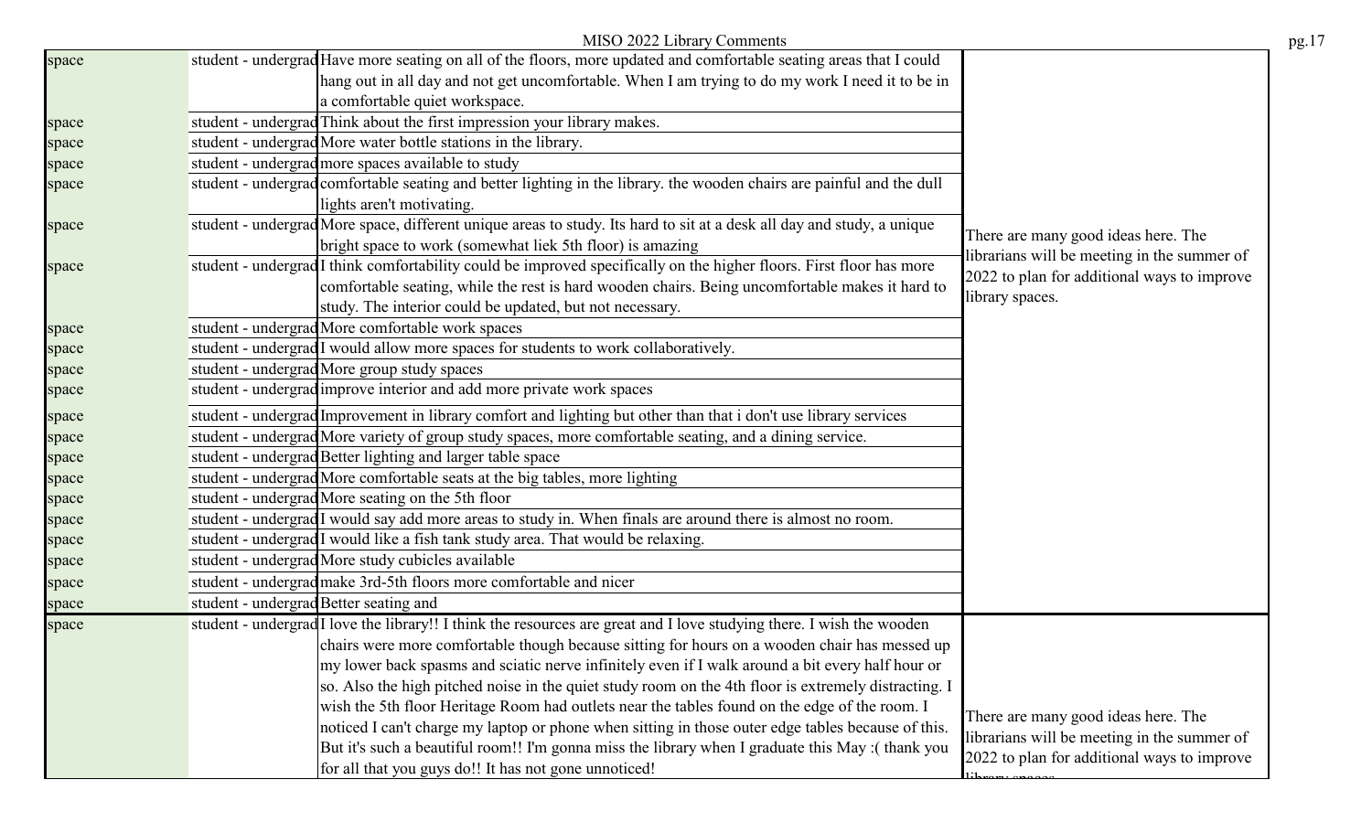| | | | |
|---|---|---|---|
| space | student - undergrad | Have more seating on all of the floors, more updated and comfortable seating areas that I could hang out in all day and not get uncomfortable. When I am trying to do my work I need it to be in a comfortable quiet workspace. | There are many good ideas here. The librarians will be meeting in the summer of 2022 to plan for additional ways to improve library spaces. |
| space | student - undergrad | Think about the first impression your library makes. | |
| space | student - undergrad | More water bottle stations in the library. | |
| space | student - undergrad | more spaces available to study | |
| space | student - undergrad | comfortable seating and better lighting in the library. the wooden chairs are painful and the dull lights aren't motivating. | |
| space | student - undergrad | More space, different unique areas to study. Its hard to sit at a desk all day and study, a unique bright space to work (somewhat liek 5th floor) is amazing | |
| space | student - undergrad | I think comfortability could be improved specifically on the higher floors. First floor has more comfortable seating, while the rest is hard wooden chairs. Being uncomfortable makes it hard to study. The interior could be updated, but not necessary. | |
| space | student - undergrad | More comfortable work spaces | |
| space | student - undergrad | I would allow more spaces for students to work collaboratively. | |
| space | student - undergrad | More group study spaces | |
| space | student - undergrad | improve interior and add more private work spaces | |
| space | student - undergrad | Improvement in library comfort and lighting but other than that i don't use library services | |
| space | student - undergrad | More variety of group study spaces, more comfortable seating, and a dining service. | |
| space | student - undergrad | Better lighting and larger table space | |
| space | student - undergrad | More comfortable seats at the big tables, more lighting | |
| space | student - undergrad | More seating on the 5th floor | |
| space | student - undergrad | I would say add more areas to study in. When finals are around there is almost no room. | |
| space | student - undergrad | I would like a fish tank study area. That would be relaxing. | |
| space | student - undergrad | More study cubicles available | |
| space | student - undergrad | make 3rd-5th floors more comfortable and nicer | |
| space | student - undergrad | Better seating and | |
| space | student - undergrad | I love the library!! I think the resources are great and I love studying there. I wish the wooden chairs were more comfortable though because sitting for hours on a wooden chair has messed up my lower back spasms and sciatic nerve infinitely even if I walk around a bit every half hour or so. Also the high pitched noise in the quiet study room on the 4th floor is extremely distracting. I wish the 5th floor Heritage Room had outlets near the tables found on the edge of the room. I noticed I can't charge my laptop or phone when sitting in those outer edge tables because of this. But it's such a beautiful room!! I'm gonna miss the library when I graduate this May :( thank you for all that you guys do!! It has not gone unnoticed! | There are many good ideas here. The librarians will be meeting in the summer of 2022 to plan for additional ways to improve library spaces. |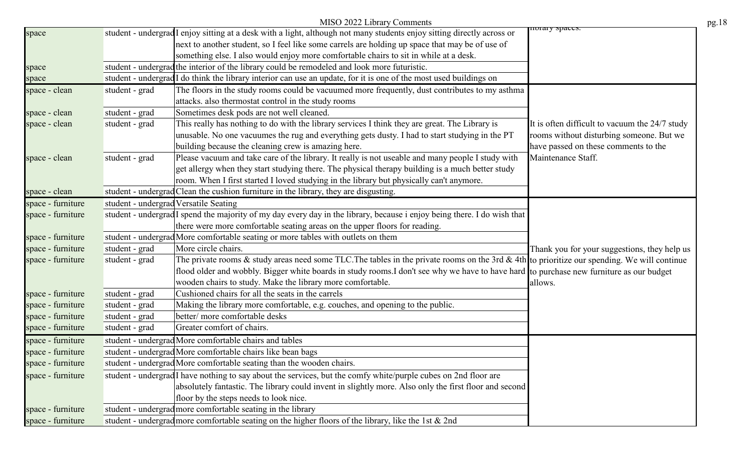| | | | library spaces. |
|---|---|---|---|
| space | student - undergrad | I enjoy sitting at a desk with a light, although not many students enjoy sitting directly across or next to another student, so I feel like some carrels are holding up space that may be of use of something else. I also would enjoy more comfortable chairs to sit in while at a desk. | |
| space | student - undergrad | the interior of the library could be remodeled and look more futuristic. | |
| space | student - undergrad | I do think the library interior can use an update, for it is one of the most used buildings on | |
| space - clean | student - grad | The floors in the study rooms could be vacuumed more frequently, dust contributes to my asthma attacks. also thermostat control in the study rooms | It is often difficult to vacuum the 24/7 study rooms without disturbing someone. But we have passed on these comments to the Maintenance Staff. |
| space - clean | student - grad | Sometimes desk pods are not well cleaned. | |
| space - clean | student - grad | This really has nothing to do with the library services I think they are great. The Library is unusable. No one vacuumes the rug and everything gets dusty. I had to start studying in the PT building because the cleaning crew is amazing here. | |
| space - clean | student - grad | Please vacuum and take care of the library. It really is not useable and many people I study with get allergy when they start studying there. The physical therapy building is a much better study room. When I first started I loved studying in the library but physically can't anymore. | |
| space - clean | student - undergrad | Clean the cushion furniture in the library, they are disgusting. | |
| space - furniture | student - undergrad | Versatile Seating | Thank you for your suggestions, they help us to prioritize our spending. We will continue to purchase new furniture as our budget allows. |
| space - furniture | student - undergrad | I spend the majority of my day every day in the library, because i enjoy being there. I do wish that there were more comfortable seating areas on the upper floors for reading. | |
| space - furniture | student - undergrad | More comfortable seating or more tables with outlets on them | |
| space - furniture | student - grad | More circle chairs. | |
| space - furniture | student - grad | The private rooms & study areas need some TLC.The tables in the private rooms on the 3rd & 4th flood older and wobbly. Bigger white boards in study rooms.I don't see why we have to have hard wooden chairs to study. Make the library more comfortable. | |
| space - furniture | student - grad | Cushioned chairs for all the seats in the carrels | |
| space - furniture | student - grad | Making the library more comfortable, e.g. couches, and opening to the public. | |
| space - furniture | student - grad | better/ more comfortable desks | |
| space - furniture | student - grad | Greater comfort of chairs. | |
| space - furniture | student - undergrad | More comfortable chairs and tables | |
| space - furniture | student - undergrad | More comfortable chairs like bean bags | |
| space - furniture | student - undergrad | More comfortable seating than the wooden chairs. | |
| space - furniture | student - undergrad | I have nothing to say about the services, but the comfy white/purple cubes on 2nd floor are absolutely fantastic. The library could invent in slightly more. Also only the first floor and second floor by the steps needs to look nice. | |
| space - furniture | student - undergrad | more comfortable seating in the library | |
| space - furniture | student - undergrad | more comfortable seating on the higher floors of the library, like the 1st & 2nd | |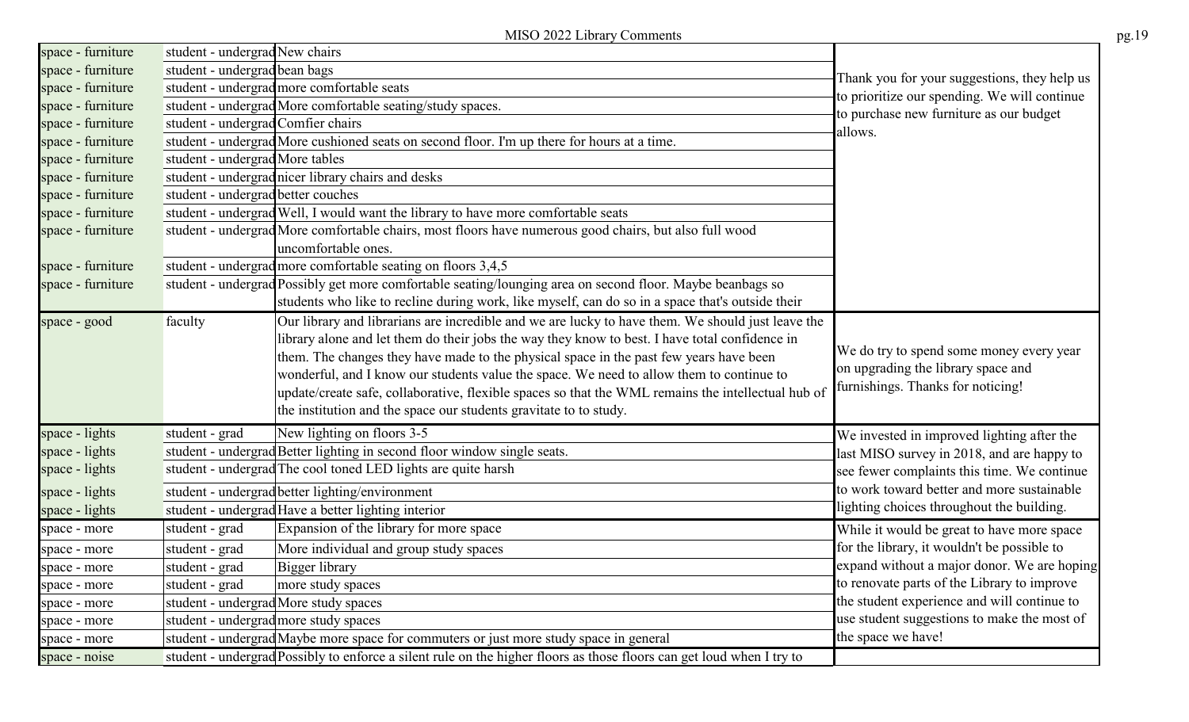| | | | |
|---|---|---|---|
| space - furniture | student - undergrad | New chairs | Thank you for your suggestions, they help us to prioritize our spending. We will continue to purchase new furniture as our budget allows. |
| space - furniture | student - undergrad | bean bags | |
| space - furniture | student - undergrad | more comfortable seats | |
| space - furniture | student - undergrad | More comfortable seating/study spaces. | |
| space - furniture | student - undergrad | Comfier chairs | |
| space - furniture | student - undergrad | More cushioned seats on second floor. I'm up there for hours at a time. | |
| space - furniture | student - undergrad | More tables | |
| space - furniture | student - undergrad | nicer library chairs and desks | |
| space - furniture | student - undergrad | better couches | |
| space - furniture | student - undergrad | Well, I would want the library to have more comfortable seats | |
| space - furniture | student - undergrad | More comfortable chairs, most floors have numerous good chairs, but also full wood uncomfortable ones. | |
| space - furniture | student - undergrad | more comfortable seating on floors 3,4,5 | |
| space - furniture | student - undergrad | Possibly get more comfortable seating/lounging area on second floor. Maybe beanbags so students who like to recline during work, like myself, can do so in a space that's outside their | |
| space - good | faculty | Our library and librarians are incredible and we are lucky to have them. We should just leave the library alone and let them do their jobs the way they know to best. I have total confidence in them. The changes they have made to the physical space in the past few years have been wonderful, and I know our students value the space. We need to allow them to continue to update/create safe, collaborative, flexible spaces so that the WML remains the intellectual hub of the institution and the space our students gravitate to to study. | We do try to spend some money every year on upgrading the library space and furnishings. Thanks for noticing! |
| space - lights | student - grad | New lighting on floors 3-5 | We invested in improved lighting after the last MISO survey in 2018, and are happy to see fewer complaints this time. We continue to work toward better and more sustainable lighting choices throughout the building. |
| space - lights | student - undergrad | Better lighting in second floor window single seats. | |
| space - lights | student - undergrad | The cool toned LED lights are quite harsh | |
| space - lights | student - undergrad | better lighting/environment | |
| space - lights | student - undergrad | Have a better lighting interior | |
| space - more | student - grad | Expansion of the library for more space | While it would be great to have more space for the library, it wouldn't be possible to expand without a major donor. We are hoping to renovate parts of the Library to improve the student experience and will continue to use student suggestions to make the most of the space we have! |
| space - more | student - grad | More individual and group study spaces | |
| space - more | student - grad | Bigger library | |
| space - more | student - grad | more study spaces | |
| space - more | student - undergrad | More study spaces | |
| space - more | student - undergrad | more study spaces | |
| space - more | student - undergrad | Maybe more space for commuters or just more study space in general | |
| space - noise | student - undergrad | Possibly to enforce a silent rule on the higher floors as those floors can get loud when I try to | |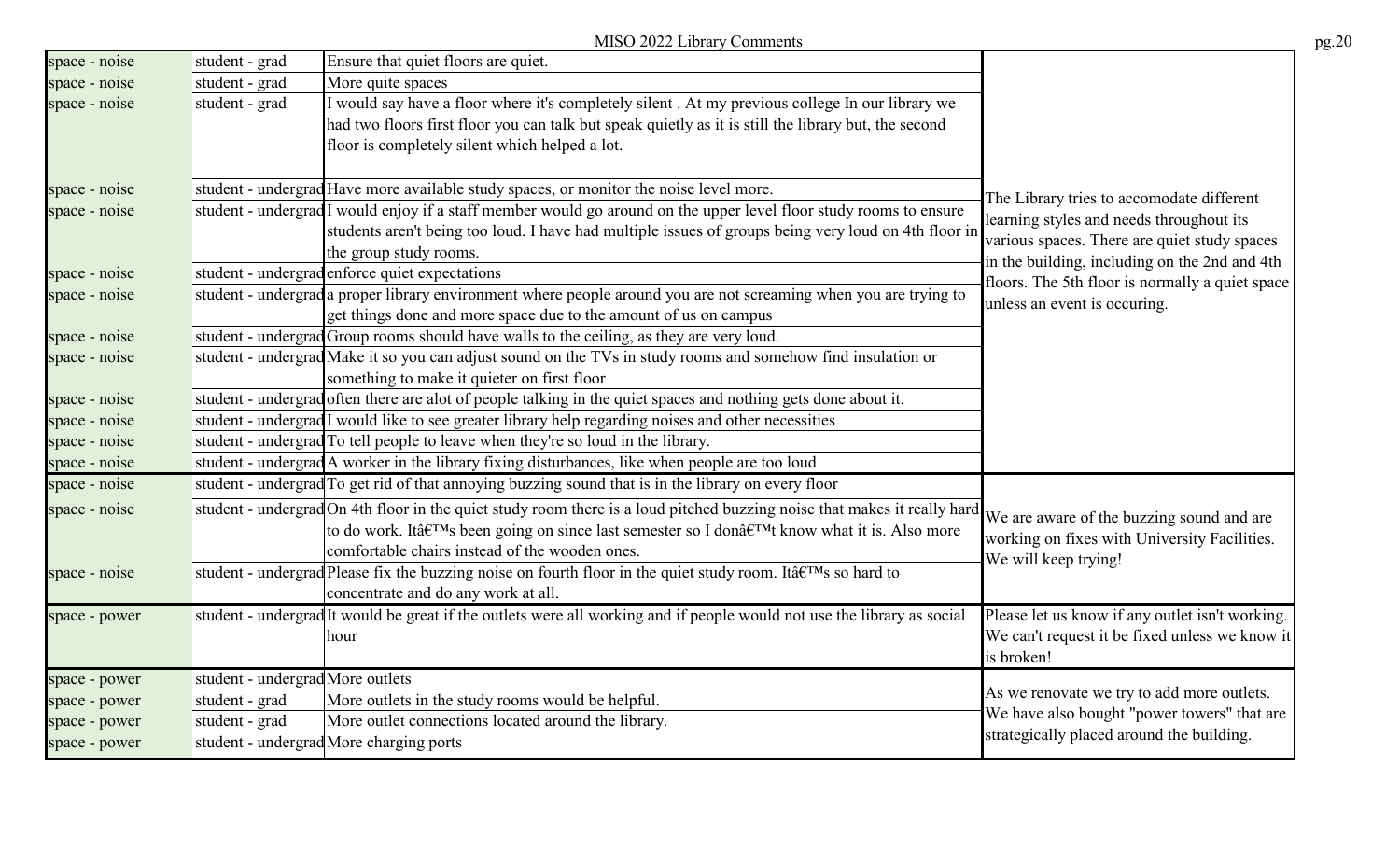| | | | |
|---|---|---|---|
| space - noise | student - grad | Ensure that quiet floors are quiet. | The Library tries to accomodate different learning styles and needs throughout its various spaces. There are quiet study spaces in the building, including on the 2nd and 4th floors. The 5th floor is normally a quiet space unless an event is occuring. |
| space - noise | student - grad | More quite spaces | |
| space - noise | student - grad | I would say have a floor where it's completely silent . At my previous college In our library we had two floors first floor you can talk but speak quietly as it is still the library but, the second floor is completely silent which helped a lot. | |
| space - noise | student - undergrad | Have more available study spaces, or monitor the noise level more. | |
| space - noise | student - undergrad | I would enjoy if a staff member would go around on the upper level floor study rooms to ensure students aren't being too loud. I have had multiple issues of groups being very loud on 4th floor in the group study rooms. | |
| space - noise | student - undergrad | enforce quiet expectations | |
| space - noise | student - undergrad | a proper library environment where people around you are not screaming when you are trying to get things done and more space due to the amount of us on campus | |
| space - noise | student - undergrad | Group rooms should have walls to the ceiling, as they are very loud. | |
| space - noise | student - undergrad | Make it so you can adjust sound on the TVs in study rooms and somehow find insulation or something to make it quieter on first floor | |
| space - noise | student - undergrad | often there are alot of people talking in the quiet spaces and nothing gets done about it. | |
| space - noise | student - undergrad | I would like to see greater library help regarding noises and other necessities | |
| space - noise | student - undergrad | To tell people to leave when they're so loud in the library. | |
| space - noise | student - undergrad | A worker in the library fixing disturbances, like when people are too loud | |
| space - noise | student - undergrad | To get rid of that annoying buzzing sound that is in the library on every floor | We are aware of the buzzing sound and are working on fixes with University Facilities. We will keep trying! |
| space - noise | student - undergrad | On 4th floor in the quiet study room there is a loud pitched buzzing noise that makes it really hard to do work. Itâ€™s been going on since last semester so I donâ€™t know what it is. Also more comfortable chairs instead of the wooden ones. | |
| space - noise | student - undergrad | Please fix the buzzing noise on fourth floor in the quiet study room. Itâ€™s so hard to concentrate and do any work at all. | |
| space - power | student - undergrad | It would be great if the outlets were all working and if people would not use the library as social hour | Please let us know if any outlet isn't working. We can't request it be fixed unless we know it is broken! |
| space - power | student - undergrad | More outlets | As we renovate we try to add more outlets. We have also bought "power towers" that are strategically placed around the building. |
| space - power | student - grad | More outlets in the study rooms would be helpful. | |
| space - power | student - grad | More outlet connections located around the library. | |
| space - power | student - undergrad | More charging ports | |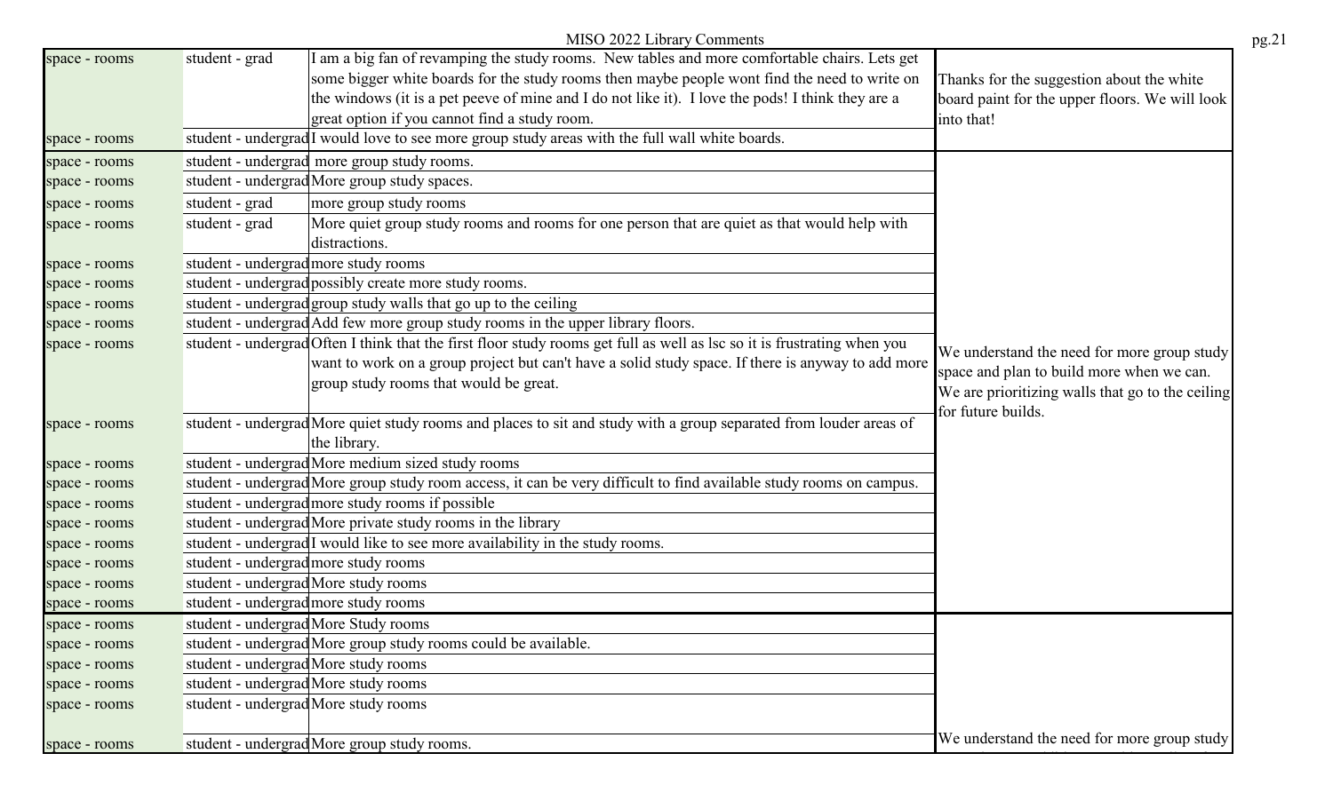# MISO 2022 Library Comments

| | | | |
|---|---|---|---|
| space - rooms | student - grad | I am a big fan of revamping the study rooms. New tables and more comfortable chairs. Lets get some bigger white boards for the study rooms then maybe people wont find the need to write on the windows (it is a pet peeve of mine and I do not like it). I love the pods! I think they are a great option if you cannot find a study room. | Thanks for the suggestion about the white board paint for the upper floors. We will look into that! |
| space - rooms | student - undergrad | I would love to see more group study areas with the full wall white boards. | |
| space - rooms | student - undergrad | more group study rooms. | We understand the need for more group study space and plan to build more when we can. We are prioritizing walls that go to the ceiling for future builds. |
| space - rooms | student - undergrad | More group study spaces. | |
| space - rooms | student - grad | more group study rooms | |
| space - rooms | student - grad | More quiet group study rooms and rooms for one person that are quiet as that would help with distractions. | |
| space - rooms | student - undergrad | more study rooms | |
| space - rooms | student - undergrad | possibly create more study rooms. | |
| space - rooms | student - undergrad | group study walls that go up to the ceiling | |
| space - rooms | student - undergrad | Add few more group study rooms in the upper library floors. | |
| space - rooms | student - undergrad | Often I think that the first floor study rooms get full as well as lsc so it is frustrating when you want to work on a group project but can't have a solid study space. If there is anyway to add more group study rooms that would be great. | |
| space - rooms | student - undergrad | More quiet study rooms and places to sit and study with a group separated from louder areas of the library. | |
| space - rooms | student - undergrad | More medium sized study rooms | |
| space - rooms | student - undergrad | More group study room access, it can be very difficult to find available study rooms on campus. | |
| space - rooms | student - undergrad | more study rooms if possible | |
| space - rooms | student - undergrad | More private study rooms in the library | |
| space - rooms | student - undergrad | I would like to see more availability in the study rooms. | |
| space - rooms | student - undergrad | more study rooms | |
| space - rooms | student - undergrad | More study rooms | |
| space - rooms | student - undergrad | more study rooms | |
| space - rooms | student - undergrad | More Study rooms | We understand the need for more group study |
| space - rooms | student - undergrad | More group study rooms could be available. | |
| space - rooms | student - undergrad | More study rooms | |
| space - rooms | student - undergrad | More study rooms | |
| space - rooms | student - undergrad | More study rooms | |
| space - rooms | student - undergrad | More group study rooms. | |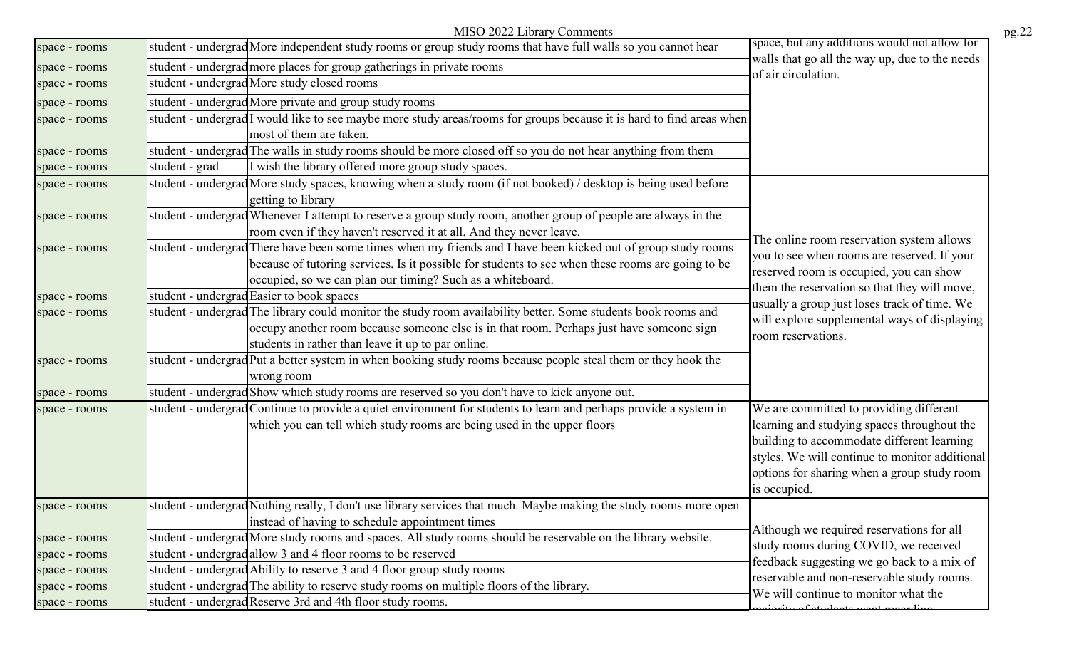| | | | |
|---|---|---|---|
| space - rooms | student - undergrad | More independent study rooms or group study rooms that have full walls so you cannot hear | space, but any additions would not allow for walls that go all the way up, due to the needs of air circulation. |
| space - rooms | student - undergrad | more places for group gatherings in private rooms | |
| space - rooms | student - undergrad | More study closed rooms | |
| space - rooms | student - undergrad | More private and group study rooms | |
| space - rooms | student - undergrad | I would like to see maybe more study areas/rooms for groups because it is hard to find areas when most of them are taken. | |
| space - rooms | student - undergrad | The walls in study rooms should be more closed off so you do not hear anything from them | |
| space - rooms | student - grad | I wish the library offered more group study spaces. | |
| space - rooms | student - undergrad | More study spaces, knowing when a study room (if not booked) / desktop is being used before getting to library | The online room reservation system allows you to see when rooms are reserved. If your reserved room is occupied, you can show them the reservation so that they will move, usually a group just loses track of time. We will explore supplemental ways of displaying room reservations. |
| space - rooms | student - undergrad | Whenever I attempt to reserve a group study room, another group of people are always in the room even if they haven't reserved it at all. And they never leave. | |
| space - rooms | student - undergrad | There have been some times when my friends and I have been kicked out of group study rooms because of tutoring services. Is it possible for students to see when these rooms are going to be occupied, so we can plan our timing? Such as a whiteboard. | |
| space - rooms | student - undergrad | Easier to book spaces | |
| space - rooms | student - undergrad | The library could monitor the study room availability better. Some students book rooms and occupy another room because someone else is in that room. Perhaps just have someone sign students in rather than leave it up to par online. | |
| space - rooms | student - undergrad | Put a better system in when booking study rooms because people steal them or they hook the wrong room | |
| space - rooms | student - undergrad | Show which study rooms are reserved so you don't have to kick anyone out. | |
| space - rooms | student - undergrad | Continue to provide a quiet environment for students to learn and perhaps provide a system in which you can tell which study rooms are being used in the upper floors | We are committed to providing different learning and studying spaces throughout the building to accommodate different learning styles. We will continue to monitor additional options for sharing when a group study room is occupied. |
| space - rooms | student - undergrad | Nothing really, I don't use library services that much. Maybe making the study rooms more open instead of having to schedule appointment times | Although we required reservations for all study rooms during COVID, we received feedback suggesting we go back to a mix of reservable and non-reservable study rooms. We will continue to monitor what the majority of students want regarding |
| space - rooms | student - undergrad | More study rooms and spaces. All study rooms should be reservable on the library website. | |
| space - rooms | student - undergrad | allow 3 and 4 floor rooms to be reserved | |
| space - rooms | student - undergrad | Ability to reserve 3 and 4 floor group study rooms | |
| space - rooms | student - undergrad | The ability to reserve study rooms on multiple floors of the library. | |
| space - rooms | student - undergrad | Reserve 3rd and 4th floor study rooms. | |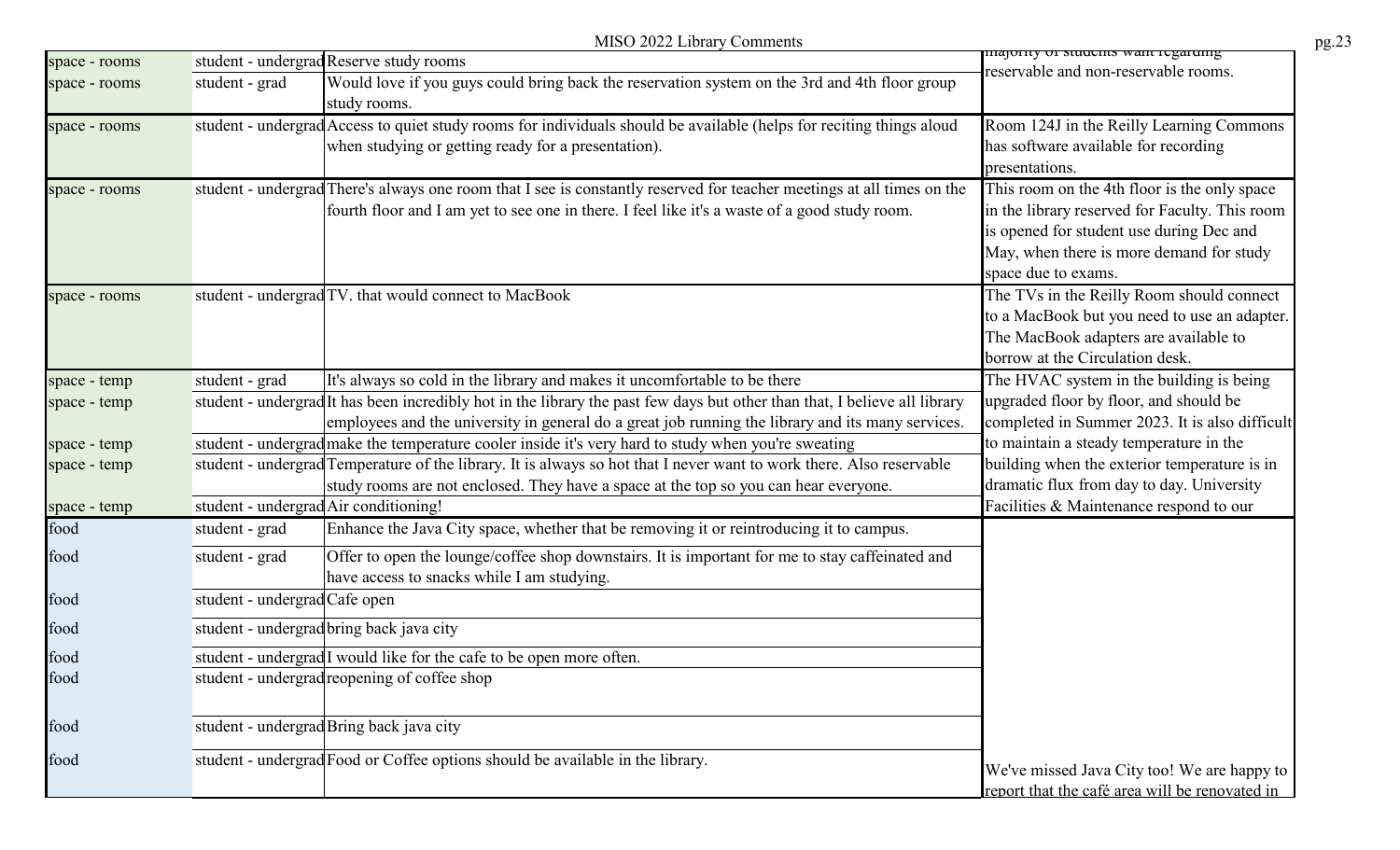MISO 2022 Library Comments

| | | | |
|---|---|---|---|
| space - rooms | student - undergrad | Reserve study rooms | majority of students want regarding reservable and non-reservable rooms. |
| space - rooms | student - grad | Would love if you guys could bring back the reservation system on the 3rd and 4th floor group study rooms. | |
| space - rooms | student - undergrad | Access to quiet study rooms for individuals should be available (helps for reciting things aloud when studying or getting ready for a presentation). | Room 124J in the Reilly Learning Commons has software available for recording presentations. |
| space - rooms | student - undergrad | There's always one room that I see is constantly reserved for teacher meetings at all times on the fourth floor and I am yet to see one in there. I feel like it's a waste of a good study room. | This room on the 4th floor is the only space in the library reserved for Faculty. This room is opened for student use during Dec and May, when there is more demand for study space due to exams. |
| space - rooms | student - undergrad | TV. that would connect to MacBook | The TVs in the Reilly Room should connect to a MacBook but you need to use an adapter. The MacBook adapters are available to borrow at the Circulation desk. |
| space - temp | student - grad | It's always so cold in the library and makes it uncomfortable to be there | The HVAC system in the building is being upgraded floor by floor, and should be completed in Summer 2023. It is also difficult to maintain a steady temperature in the building when the exterior temperature is in dramatic flux from day to day. University Facilities & Maintenance respond to our |
| space - temp | student - undergrad | It has been incredibly hot in the library the past few days but other than that, I believe all library employees and the university in general do a great job running the library and its many services. | |
| space - temp | student - undergrad | make the temperature cooler inside it's very hard to study when you're sweating | |
| space - temp | student - undergrad | Temperature of the library. It is always so hot that I never want to work there. Also reservable study rooms are not enclosed. They have a space at the top so you can hear everyone. | |
| space - temp | student - undergrad | Air conditioning! | |
| food | student - grad | Enhance the Java City space, whether that be removing it or reintroducing it to campus. | We've missed Java City too! We are happy to report that the café area will be renovated in |
| food | student - grad | Offer to open the lounge/coffee shop downstairs. It is important for me to stay caffeinated and have access to snacks while I am studying. | |
| food | student - undergrad | Cafe open | |
| food | student - undergrad | bring back java city | |
| food | student - undergrad | I would like for the cafe to be open more often. | |
| food | student - undergrad | reopening of coffee shop | |
| food | student - undergrad | Bring back java city | |
| food | student - undergrad | Food or Coffee options should be available in the library. | |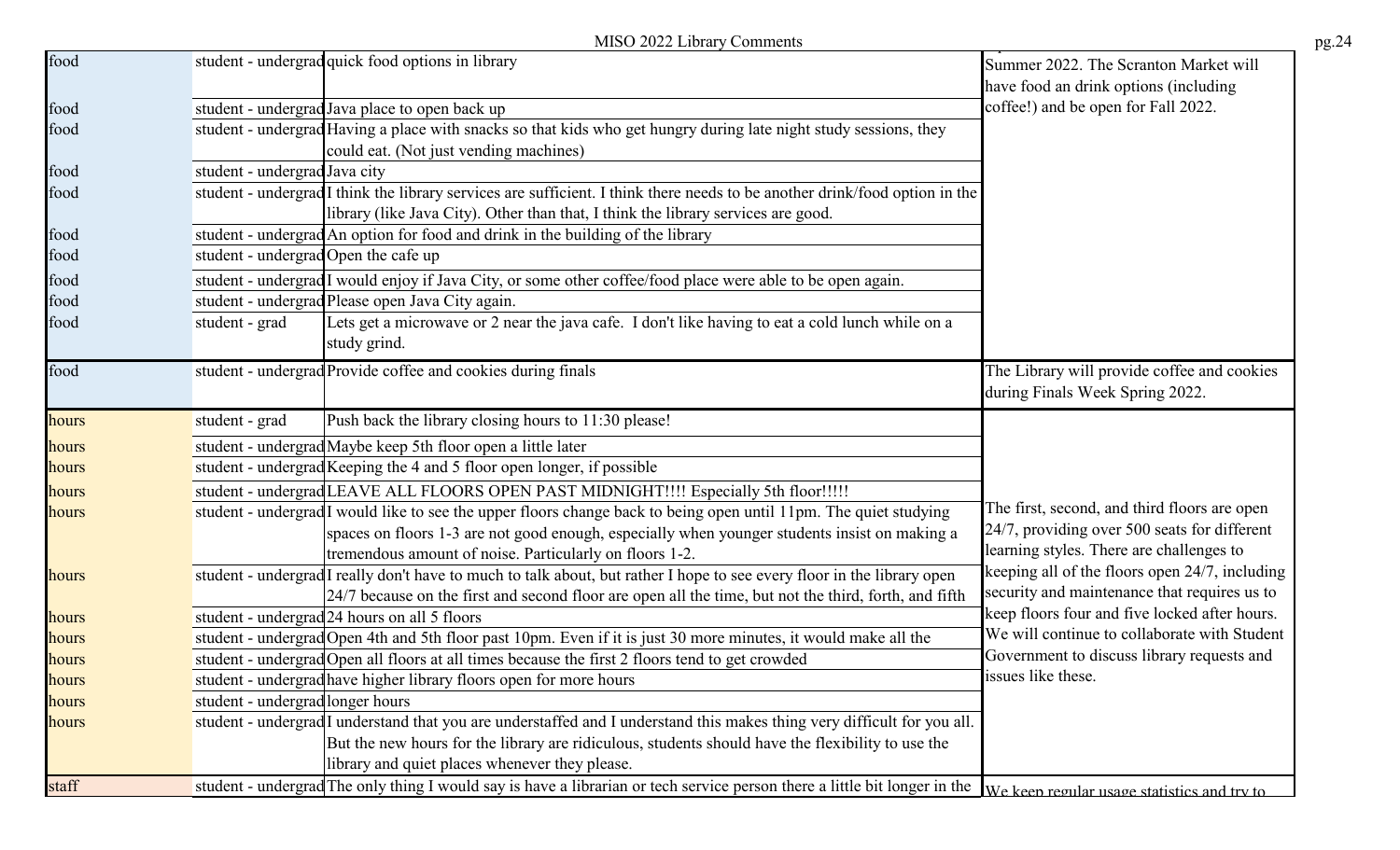| | | | |
|---|---|---|---|
| food | student - undergrad | quick food options in library | Summer 2022. The Scranton Market will have food an drink options (including coffee!) and be open for Fall 2022. |
| food | student - undergrad | Java place to open back up | |
| food | student - undergrad | Having a place with snacks so that kids who get hungry during late night study sessions, they could eat. (Not just vending machines) | |
| food | student - undergrad | Java city | |
| food | student - undergrad | I think the library services are sufficient. I think there needs to be another drink/food option in the library (like Java City). Other than that, I think the library services are good. | |
| food | student - undergrad | An option for food and drink in the building of the library | |
| food | student - undergrad | Open the cafe up | |
| food | student - undergrad | I would enjoy if Java City, or some other coffee/food place were able to be open again. | |
| food | student - undergrad | Please open Java City again. | |
| food | student - grad | Lets get a microwave or 2 near the java cafe. I don't like having to eat a cold lunch while on a study grind. | |
| food | student - undergrad | Provide coffee and cookies during finals | The Library will provide coffee and cookies during Finals Week Spring 2022. |
| hours | student - grad | Push back the library closing hours to 11:30 please! | The first, second, and third floors are open 24/7, providing over 500 seats for different learning styles. There are challenges to keeping all of the floors open 24/7, including security and maintenance that requires us to keep floors four and five locked after hours. We will continue to collaborate with Student Government to discuss library requests and issues like these. |
| hours | student - undergrad | Maybe keep 5th floor open a little later | |
| hours | student - undergrad | Keeping the 4 and 5 floor open longer, if possible | |
| hours | student - undergrad | LEAVE ALL FLOORS OPEN PAST MIDNIGHT!!!! Especially 5th floor!!!!! | |
| hours | student - undergrad | I would like to see the upper floors change back to being open until 11pm. The quiet studying spaces on floors 1-3 are not good enough, especially when younger students insist on making a tremendous amount of noise. Particularly on floors 1-2. | |
| hours | student - undergrad | I really don't have to much to talk about, but rather I hope to see every floor in the library open 24/7 because on the first and second floor are open all the time, but not the third, forth, and fifth | |
| hours | student - undergrad | 24 hours on all 5 floors | |
| hours | student - undergrad | Open 4th and 5th floor past 10pm. Even if it is just 30 more minutes, it would make all the | |
| hours | student - undergrad | Open all floors at all times because the first 2 floors tend to get crowded | |
| hours | student - undergrad | have higher library floors open for more hours | |
| hours | student - undergrad | longer hours | |
| hours | student - undergrad | I understand that you are understaffed and I understand this makes thing very difficult for you all. But the new hours for the library are ridiculous, students should have the flexibility to use the library and quiet places whenever they please. | |
| staff | student - undergrad | The only thing I would say is have a librarian or tech service person there a little bit longer in the | We keep regular usage statistics and try to |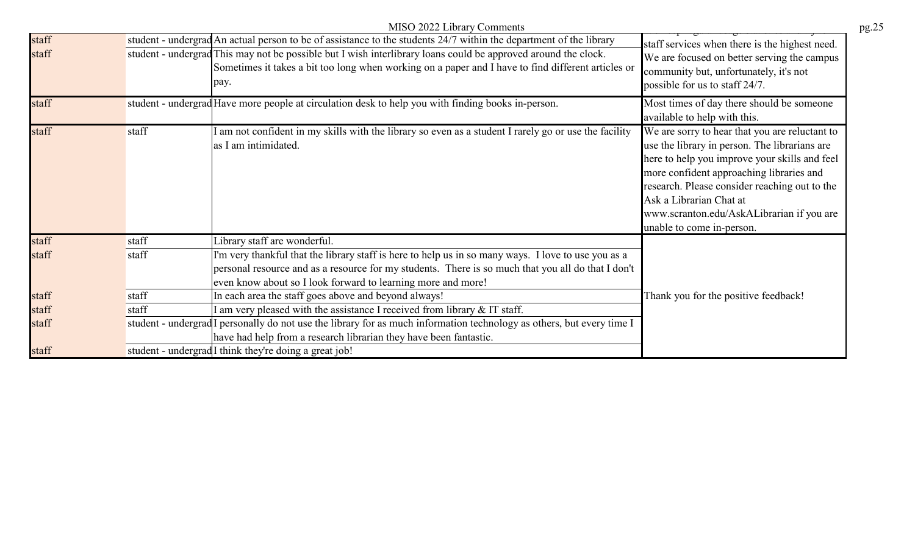| | | | |
|---|---|---|---|
| staff | student - undergrad | An actual person to be of assistance to the students 24/7 within the department of the library | staff services when there is the highest need. We are focused on better serving the campus community but, unfortunately, it's not possible for us to staff 24/7. |
| staff | student - undergrad | This may not be possible but I wish interlibrary loans could be approved around the clock. Sometimes it takes a bit too long when working on a paper and I have to find different articles or pay. | |
| staff | student - undergrad | Have more people at circulation desk to help you with finding books in-person. | Most times of day there should be someone available to help with this. |
| staff | staff | I am not confident in my skills with the library so even as a student I rarely go or use the facility as I am intimidated. | We are sorry to hear that you are reluctant to use the library in person. The librarians are here to help you improve your skills and feel more confident approaching libraries and research. Please consider reaching out to the Ask a Librarian Chat at www.scranton.edu/AskALibrarian if you are unable to come in-person. |
| staff | staff | Library staff are wonderful. | Thank you for the positive feedback! |
| staff | staff | I'm very thankful that the library staff is here to help us in so many ways. I love to use you as a personal resource and as a resource for my students. There is so much that you all do that I don't even know about so I look forward to learning more and more! | |
| staff | staff | In each area the staff goes above and beyond always! | |
| staff | staff | I am very pleased with the assistance I received from library & IT staff. | |
| staff | student - undergrad | I personally do not use the library for as much information technology as others, but every time I have had help from a research librarian they have been fantastic. | |
| staff | student - undergrad | I think they're doing a great job! | |